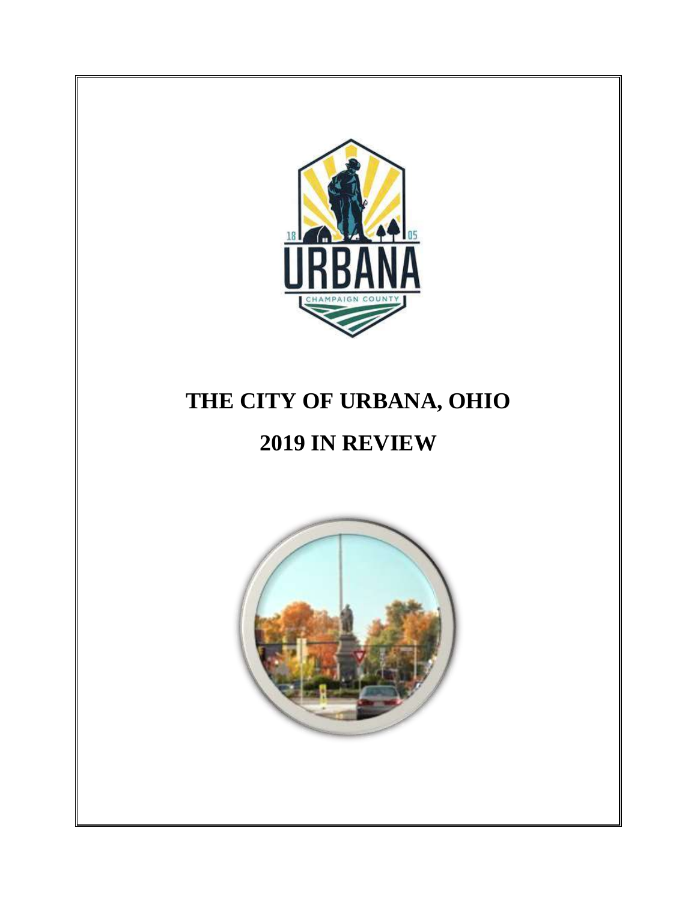# THE CITY OF URBANA, OHIO

# 2019 IN REVIEW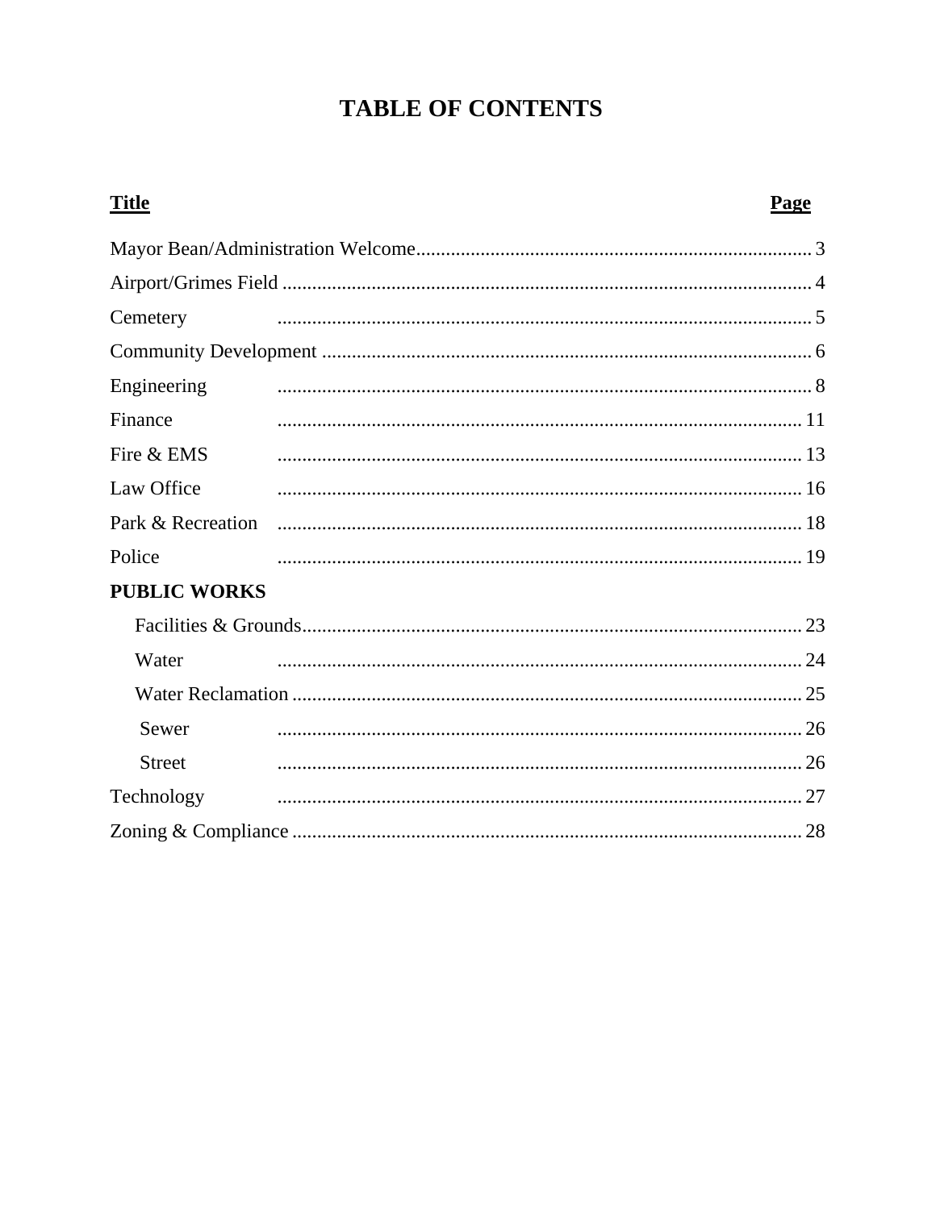# TABLE OF CONTENTS

| Title | Page |
|---|---|
| Mayor Bean/Administration Welcome | 3 |
| Airport/Grimes Field | 4 |
| Cemetery | 5 |
| Community Development | 6 |
| Engineering | 8 |
| Finance | 11 |
| Fire & EMS | 13 |
| Law Office | 16 |
| Park & Recreation | 18 |
| Police | 19 |
| **PUBLIC WORKS** | |
| Facilities & Grounds | 23 |
| Water | 24 |
| Water Reclamation | 25 |
| Sewer | 26 |
| Street | 26 |
| Technology | 27 |
| Zoning & Compliance | 28 |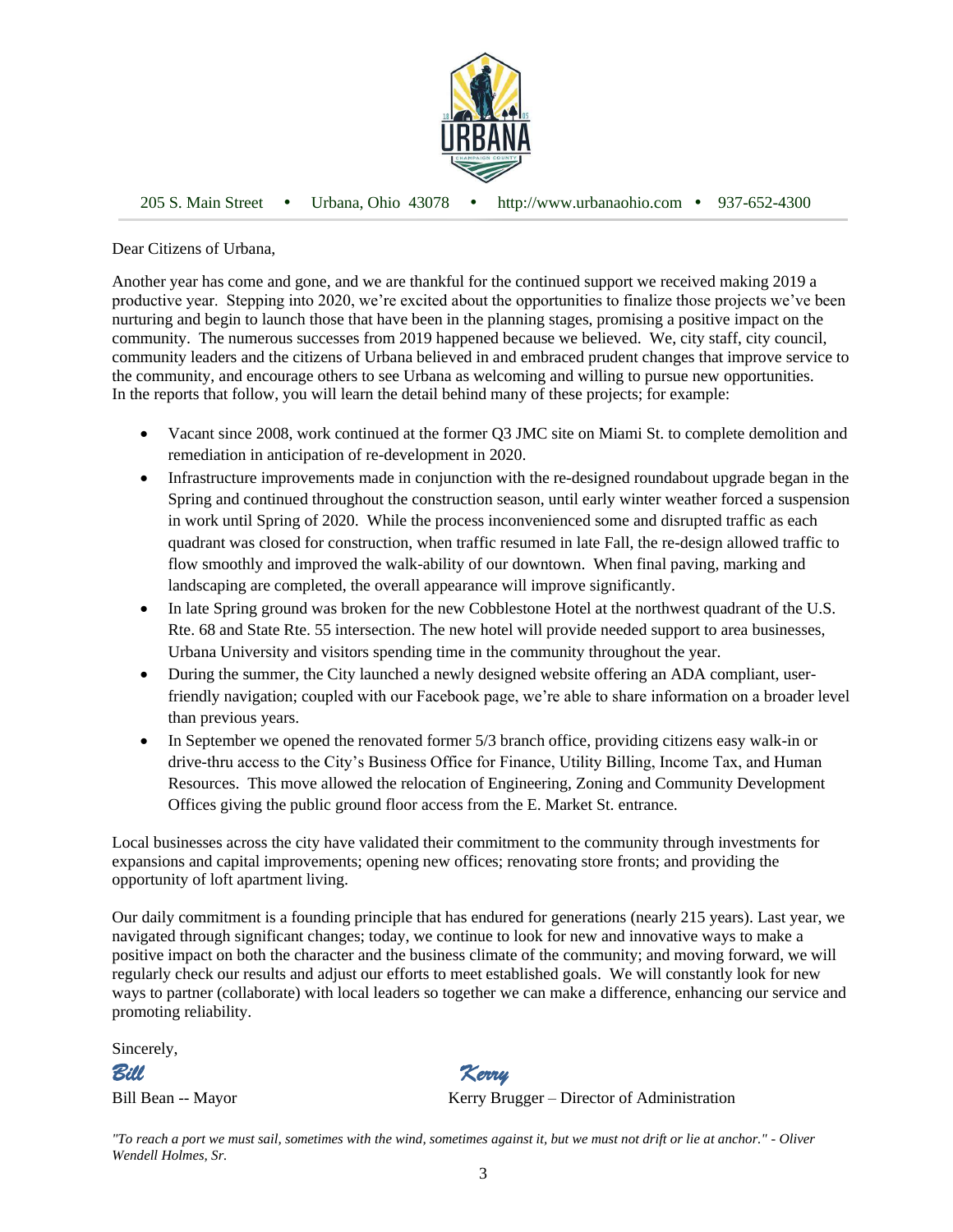205 S. Main Street • Urbana, Ohio 43078 • http://www.urbanaohio.com • 937-652-4300

Dear Citizens of Urbana,

Another year has come and gone, and we are thankful for the continued support we received making 2019 a productive year. Stepping into 2020, we're excited about the opportunities to finalize those projects we've been nurturing and begin to launch those that have been in the planning stages, promising a positive impact on the community. The numerous successes from 2019 happened because we believed. We, city staff, city council, community leaders and the citizens of Urbana believed in and embraced prudent changes that improve service to the community, and encourage others to see Urbana as welcoming and willing to pursue new opportunities. In the reports that follow, you will learn the detail behind many of these projects; for example:

- Vacant since 2008, work continued at the former Q3 JMC site on Miami St. to complete demolition and remediation in anticipation of re-development in 2020.
- Infrastructure improvements made in conjunction with the re-designed roundabout upgrade began in the Spring and continued throughout the construction season, until early winter weather forced a suspension in work until Spring of 2020. While the process inconvenienced some and disrupted traffic as each quadrant was closed for construction, when traffic resumed in late Fall, the re-design allowed traffic to flow smoothly and improved the walk-ability of our downtown. When final paving, marking and landscaping are completed, the overall appearance will improve significantly.
- In late Spring ground was broken for the new Cobblestone Hotel at the northwest quadrant of the U.S. Rte. 68 and State Rte. 55 intersection. The new hotel will provide needed support to area businesses, Urbana University and visitors spending time in the community throughout the year.
- During the summer, the City launched a newly designed website offering an ADA compliant, user-friendly navigation; coupled with our Facebook page, we're able to share information on a broader level than previous years.
- In September we opened the renovated former 5/3 branch office, providing citizens easy walk-in or drive-thru access to the City's Business Office for Finance, Utility Billing, Income Tax, and Human Resources. This move allowed the relocation of Engineering, Zoning and Community Development Offices giving the public ground floor access from the E. Market St. entrance.

Local businesses across the city have validated their commitment to the community through investments for expansions and capital improvements; opening new offices; renovating store fronts; and providing the opportunity of loft apartment living.

Our daily commitment is a founding principle that has endured for generations (nearly 215 years). Last year, we navigated through significant changes; today, we continue to look for new and innovative ways to make a positive impact on both the character and the business climate of the community; and moving forward, we will regularly check our results and adjust our efforts to meet established goals. We will constantly look for new ways to partner (collaborate) with local leaders so together we can make a difference, enhancing our service and promoting reliability.

Sincerely,

*Bill* *Kerry*

Bill Bean -- Mayor Kerry Brugger – Director of Administration

*"To reach a port we must sail, sometimes with the wind, sometimes against it, but we must not drift or lie at anchor." - Oliver Wendell Holmes, Sr.*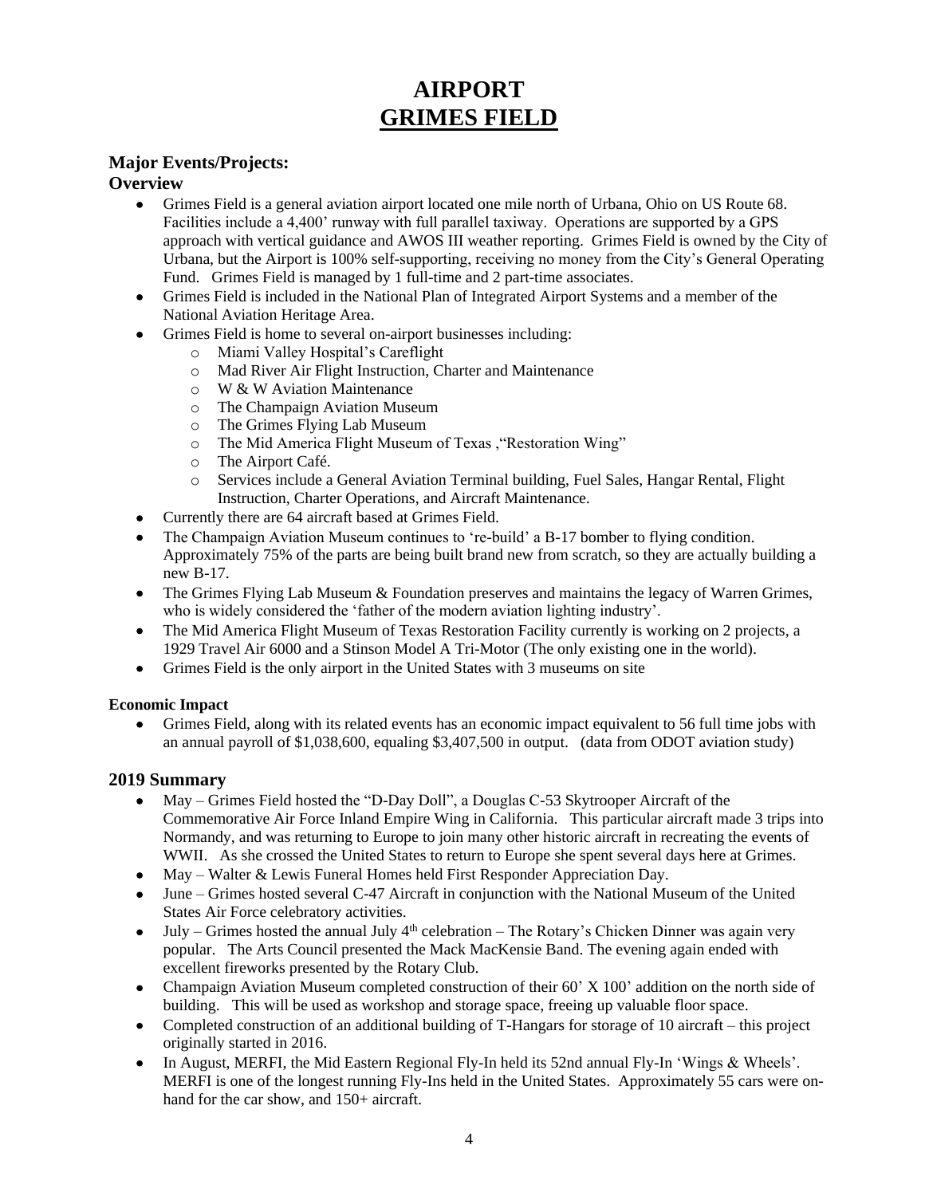# AIRPORT
# GRIMES FIELD

## Major Events/Projects:

### Overview

- Grimes Field is a general aviation airport located one mile north of Urbana, Ohio on US Route 68. Facilities include a 4,400' runway with full parallel taxiway. Operations are supported by a GPS approach with vertical guidance and AWOS III weather reporting. Grimes Field is owned by the City of Urbana, but the Airport is 100% self-supporting, receiving no money from the City's General Operating Fund. Grimes Field is managed by 1 full-time and 2 part-time associates.
- Grimes Field is included in the National Plan of Integrated Airport Systems and a member of the National Aviation Heritage Area.
- Grimes Field is home to several on-airport businesses including:
  - Miami Valley Hospital's Careflight
  - Mad River Air Flight Instruction, Charter and Maintenance
  - W & W Aviation Maintenance
  - The Champaign Aviation Museum
  - The Grimes Flying Lab Museum
  - The Mid America Flight Museum of Texas ,"Restoration Wing"
  - The Airport Café.
  - Services include a General Aviation Terminal building, Fuel Sales, Hangar Rental, Flight Instruction, Charter Operations, and Aircraft Maintenance.
- Currently there are 64 aircraft based at Grimes Field.
- The Champaign Aviation Museum continues to 're-build' a B-17 bomber to flying condition. Approximately 75% of the parts are being built brand new from scratch, so they are actually building a new B-17.
- The Grimes Flying Lab Museum & Foundation preserves and maintains the legacy of Warren Grimes, who is widely considered the 'father of the modern aviation lighting industry'.
- The Mid America Flight Museum of Texas Restoration Facility currently is working on 2 projects, a 1929 Travel Air 6000 and a Stinson Model A Tri-Motor (The only existing one in the world).
- Grimes Field is the only airport in the United States with 3 museums on site

#### Economic Impact

- Grimes Field, along with its related events has an economic impact equivalent to 56 full time jobs with an annual payroll of $1,038,600, equaling $3,407,500 in output. (data from ODOT aviation study)

### 2019 Summary

- May – Grimes Field hosted the "D-Day Doll", a Douglas C-53 Skytrooper Aircraft of the Commemorative Air Force Inland Empire Wing in California. This particular aircraft made 3 trips into Normandy, and was returning to Europe to join many other historic aircraft in recreating the events of WWII. As she crossed the United States to return to Europe she spent several days here at Grimes.
- May – Walter & Lewis Funeral Homes held First Responder Appreciation Day.
- June – Grimes hosted several C-47 Aircraft in conjunction with the National Museum of the United States Air Force celebratory activities.
- July – Grimes hosted the annual July 4th celebration – The Rotary's Chicken Dinner was again very popular. The Arts Council presented the Mack MacKensie Band. The evening again ended with excellent fireworks presented by the Rotary Club.
- Champaign Aviation Museum completed construction of their 60' X 100' addition on the north side of building. This will be used as workshop and storage space, freeing up valuable floor space.
- Completed construction of an additional building of T-Hangars for storage of 10 aircraft – this project originally started in 2016.
- In August, MERFI, the Mid Eastern Regional Fly-In held its 52nd annual Fly-In 'Wings & Wheels'. MERFI is one of the longest running Fly-Ins held in the United States. Approximately 55 cars were on-hand for the car show, and 150+ aircraft.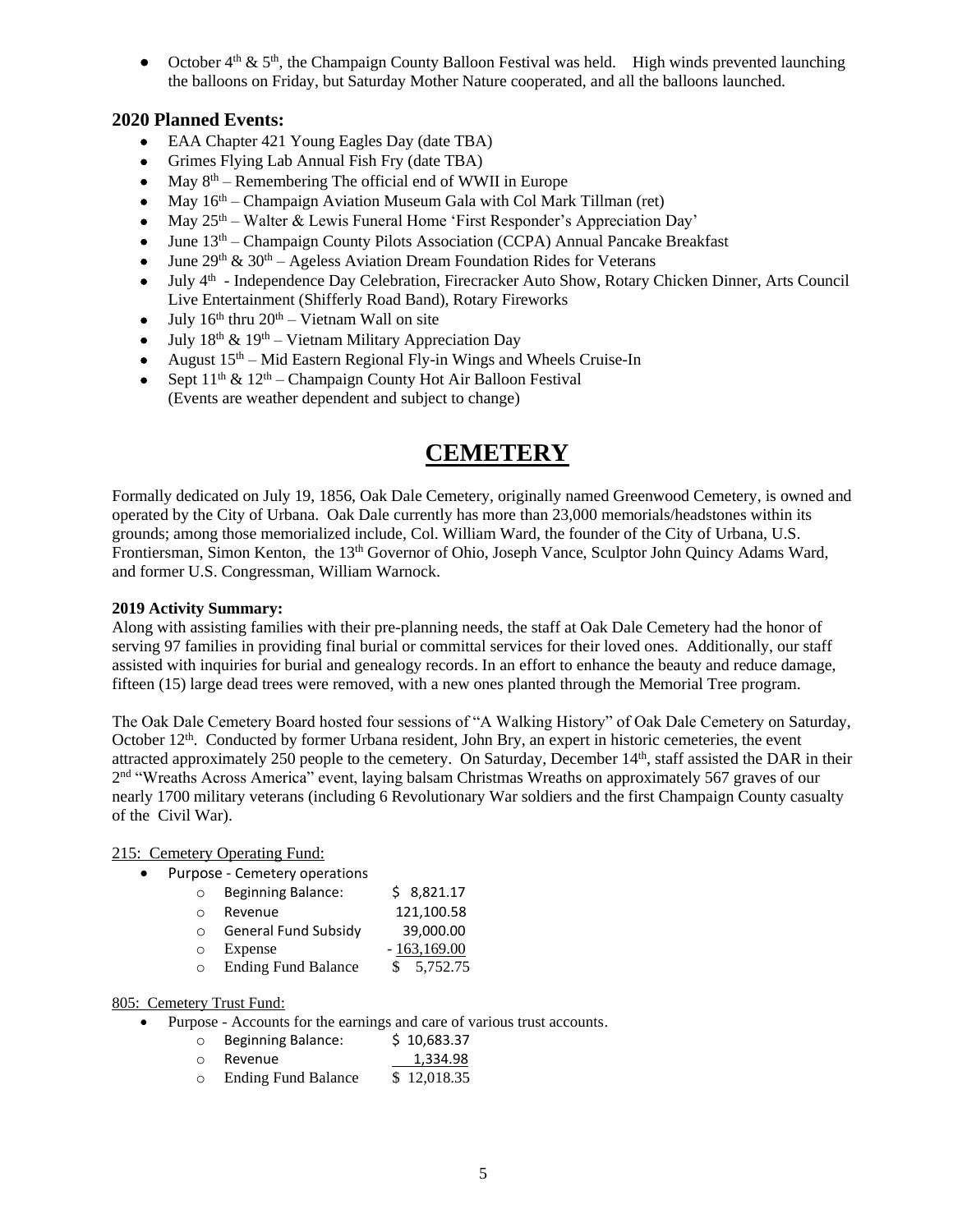- October 4th & 5th, the Champaign County Balloon Festival was held. High winds prevented launching the balloons on Friday, but Saturday Mother Nature cooperated, and all the balloons launched.

### 2020 Planned Events:

- EAA Chapter 421 Young Eagles Day (date TBA)
- Grimes Flying Lab Annual Fish Fry (date TBA)
- May 8th – Remembering The official end of WWII in Europe
- May 16th – Champaign Aviation Museum Gala with Col Mark Tillman (ret)
- May 25th – Walter & Lewis Funeral Home 'First Responder's Appreciation Day'
- June 13th – Champaign County Pilots Association (CCPA) Annual Pancake Breakfast
- June 29th & 30th – Ageless Aviation Dream Foundation Rides for Veterans
- July 4th - Independence Day Celebration, Firecracker Auto Show, Rotary Chicken Dinner, Arts Council Live Entertainment (Shifferly Road Band), Rotary Fireworks
- July 16th thru 20th – Vietnam Wall on site
- July 18th & 19th – Vietnam Military Appreciation Day
- August 15th – Mid Eastern Regional Fly-in Wings and Wheels Cruise-In
- Sept 11th & 12th – Champaign County Hot Air Balloon Festival
  (Events are weather dependent and subject to change)

# CEMETERY

Formally dedicated on July 19, 1856, Oak Dale Cemetery, originally named Greenwood Cemetery, is owned and operated by the City of Urbana. Oak Dale currently has more than 23,000 memorials/headstones within its grounds; among those memorialized include, Col. William Ward, the founder of the City of Urbana, U.S. Frontiersman, Simon Kenton, the 13th Governor of Ohio, Joseph Vance, Sculptor John Quincy Adams Ward, and former U.S. Congressman, William Warnock.

**2019 Activity Summary:**

Along with assisting families with their pre-planning needs, the staff at Oak Dale Cemetery had the honor of serving 97 families in providing final burial or committal services for their loved ones. Additionally, our staff assisted with inquiries for burial and genealogy records. In an effort to enhance the beauty and reduce damage, fifteen (15) large dead trees were removed, with a new ones planted through the Memorial Tree program.

The Oak Dale Cemetery Board hosted four sessions of "A Walking History" of Oak Dale Cemetery on Saturday, October 12th. Conducted by former Urbana resident, John Bry, an expert in historic cemeteries, the event attracted approximately 250 people to the cemetery. On Saturday, December 14th, staff assisted the DAR in their 2nd "Wreaths Across America" event, laying balsam Christmas Wreaths on approximately 567 graves of our nearly 1700 military veterans (including 6 Revolutionary War soldiers and the first Champaign County casualty of the Civil War).

215: Cemetery Operating Fund:

- Purpose - Cemetery operations
  - Beginning Balance: $ 8,821.17
  - Revenue 121,100.58
  - General Fund Subsidy 39,000.00
  - Expense - 163,169.00
  - Ending Fund Balance $ 5,752.75

805: Cemetery Trust Fund:

- Purpose - Accounts for the earnings and care of various trust accounts.
  - Beginning Balance: $ 10,683.37
  - Revenue 1,334.98
  - Ending Fund Balance $ 12,018.35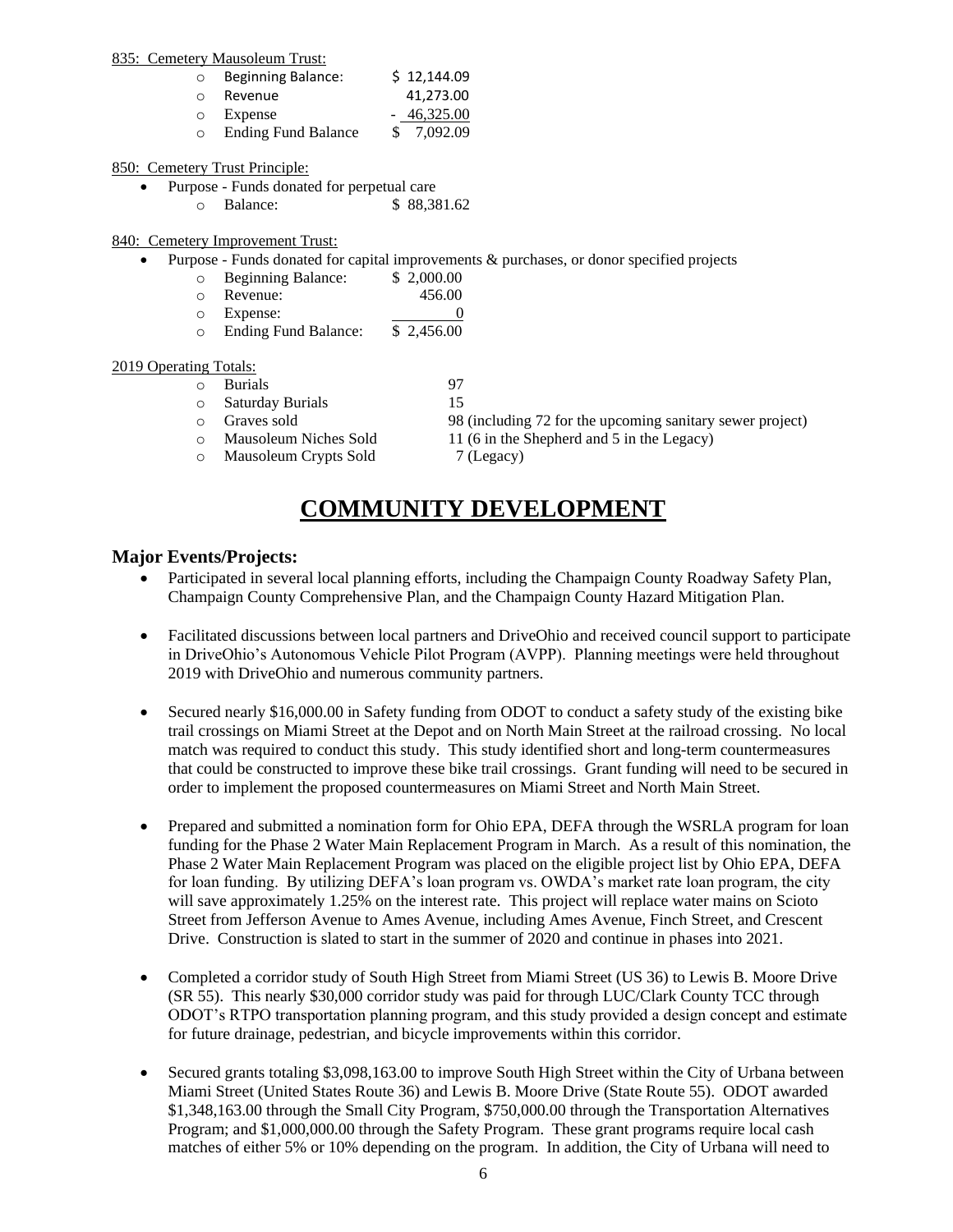835: Cemetery Mausoleum Trust:

- Beginning Balance: $ 12,144.09
- Revenue 41,273.00
- Expense - 46,325.00
- Ending Fund Balance $ 7,092.09

850: Cemetery Trust Principle:

- Purpose - Funds donated for perpetual care
  - Balance: $ 88,381.62

840: Cemetery Improvement Trust:

- Purpose - Funds donated for capital improvements & purchases, or donor specified projects
  - Beginning Balance: $ 2,000.00
  - Revenue: 456.00
  - Expense: 0
  - Ending Fund Balance: $ 2,456.00

2019 Operating Totals:

- Burials 97
- Saturday Burials 15
- Graves sold 98 (including 72 for the upcoming sanitary sewer project)
- Mausoleum Niches Sold 11 (6 in the Shepherd and 5 in the Legacy)
- Mausoleum Crypts Sold 7 (Legacy)

# COMMUNITY DEVELOPMENT

### Major Events/Projects:

- Participated in several local planning efforts, including the Champaign County Roadway Safety Plan, Champaign County Comprehensive Plan, and the Champaign County Hazard Mitigation Plan.

- Facilitated discussions between local partners and DriveOhio and received council support to participate in DriveOhio's Autonomous Vehicle Pilot Program (AVPP). Planning meetings were held throughout 2019 with DriveOhio and numerous community partners.

- Secured nearly $16,000.00 in Safety funding from ODOT to conduct a safety study of the existing bike trail crossings on Miami Street at the Depot and on North Main Street at the railroad crossing. No local match was required to conduct this study. This study identified short and long-term countermeasures that could be constructed to improve these bike trail crossings. Grant funding will need to be secured in order to implement the proposed countermeasures on Miami Street and North Main Street.

- Prepared and submitted a nomination form for Ohio EPA, DEFA through the WSRLA program for loan funding for the Phase 2 Water Main Replacement Program in March. As a result of this nomination, the Phase 2 Water Main Replacement Program was placed on the eligible project list by Ohio EPA, DEFA for loan funding. By utilizing DEFA's loan program vs. OWDA's market rate loan program, the city will save approximately 1.25% on the interest rate. This project will replace water mains on Scioto Street from Jefferson Avenue to Ames Avenue, including Ames Avenue, Finch Street, and Crescent Drive. Construction is slated to start in the summer of 2020 and continue in phases into 2021.

- Completed a corridor study of South High Street from Miami Street (US 36) to Lewis B. Moore Drive (SR 55). This nearly $30,000 corridor study was paid for through LUC/Clark County TCC through ODOT's RTPO transportation planning program, and this study provided a design concept and estimate for future drainage, pedestrian, and bicycle improvements within this corridor.

- Secured grants totaling $3,098,163.00 to improve South High Street within the City of Urbana between Miami Street (United States Route 36) and Lewis B. Moore Drive (State Route 55). ODOT awarded $1,348,163.00 through the Small City Program, $750,000.00 through the Transportation Alternatives Program; and $1,000,000.00 through the Safety Program. These grant programs require local cash matches of either 5% or 10% depending on the program. In addition, the City of Urbana will need to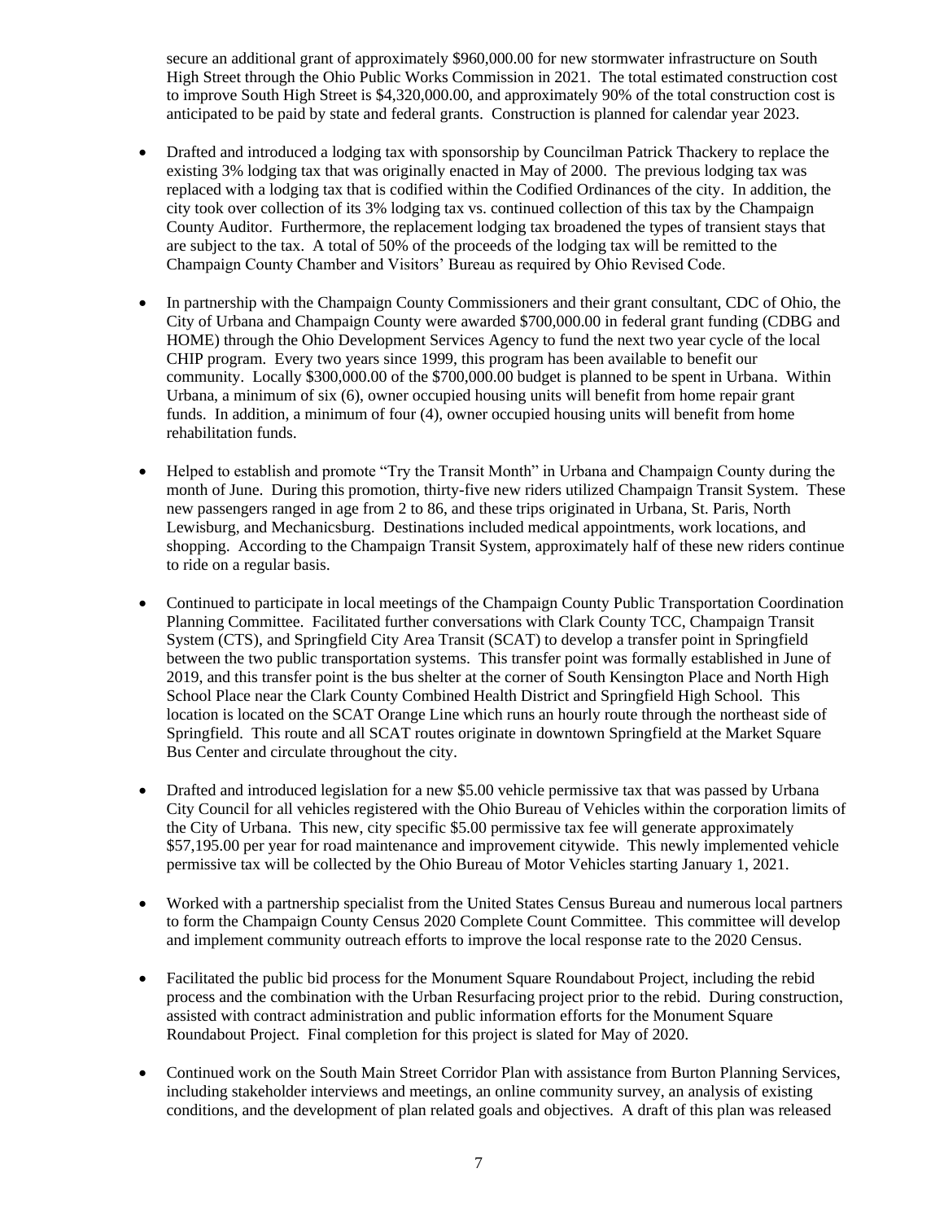secure an additional grant of approximately $960,000.00 for new stormwater infrastructure on South High Street through the Ohio Public Works Commission in 2021. The total estimated construction cost to improve South High Street is $4,320,000.00, and approximately 90% of the total construction cost is anticipated to be paid by state and federal grants. Construction is planned for calendar year 2023.

- Drafted and introduced a lodging tax with sponsorship by Councilman Patrick Thackery to replace the existing 3% lodging tax that was originally enacted in May of 2000. The previous lodging tax was replaced with a lodging tax that is codified within the Codified Ordinances of the city. In addition, the city took over collection of its 3% lodging tax vs. continued collection of this tax by the Champaign County Auditor. Furthermore, the replacement lodging tax broadened the types of transient stays that are subject to the tax. A total of 50% of the proceeds of the lodging tax will be remitted to the Champaign County Chamber and Visitors' Bureau as required by Ohio Revised Code.

- In partnership with the Champaign County Commissioners and their grant consultant, CDC of Ohio, the City of Urbana and Champaign County were awarded $700,000.00 in federal grant funding (CDBG and HOME) through the Ohio Development Services Agency to fund the next two year cycle of the local CHIP program. Every two years since 1999, this program has been available to benefit our community. Locally $300,000.00 of the $700,000.00 budget is planned to be spent in Urbana. Within Urbana, a minimum of six (6), owner occupied housing units will benefit from home repair grant funds. In addition, a minimum of four (4), owner occupied housing units will benefit from home rehabilitation funds.

- Helped to establish and promote "Try the Transit Month" in Urbana and Champaign County during the month of June. During this promotion, thirty-five new riders utilized Champaign Transit System. These new passengers ranged in age from 2 to 86, and these trips originated in Urbana, St. Paris, North Lewisburg, and Mechanicsburg. Destinations included medical appointments, work locations, and shopping. According to the Champaign Transit System, approximately half of these new riders continue to ride on a regular basis.

- Continued to participate in local meetings of the Champaign County Public Transportation Coordination Planning Committee. Facilitated further conversations with Clark County TCC, Champaign Transit System (CTS), and Springfield City Area Transit (SCAT) to develop a transfer point in Springfield between the two public transportation systems. This transfer point was formally established in June of 2019, and this transfer point is the bus shelter at the corner of South Kensington Place and North High School Place near the Clark County Combined Health District and Springfield High School. This location is located on the SCAT Orange Line which runs an hourly route through the northeast side of Springfield. This route and all SCAT routes originate in downtown Springfield at the Market Square Bus Center and circulate throughout the city.

- Drafted and introduced legislation for a new $5.00 vehicle permissive tax that was passed by Urbana City Council for all vehicles registered with the Ohio Bureau of Vehicles within the corporation limits of the City of Urbana. This new, city specific $5.00 permissive tax fee will generate approximately $57,195.00 per year for road maintenance and improvement citywide. This newly implemented vehicle permissive tax will be collected by the Ohio Bureau of Motor Vehicles starting January 1, 2021.

- Worked with a partnership specialist from the United States Census Bureau and numerous local partners to form the Champaign County Census 2020 Complete Count Committee. This committee will develop and implement community outreach efforts to improve the local response rate to the 2020 Census.

- Facilitated the public bid process for the Monument Square Roundabout Project, including the rebid process and the combination with the Urban Resurfacing project prior to the rebid. During construction, assisted with contract administration and public information efforts for the Monument Square Roundabout Project. Final completion for this project is slated for May of 2020.

- Continued work on the South Main Street Corridor Plan with assistance from Burton Planning Services, including stakeholder interviews and meetings, an online community survey, an analysis of existing conditions, and the development of plan related goals and objectives. A draft of this plan was released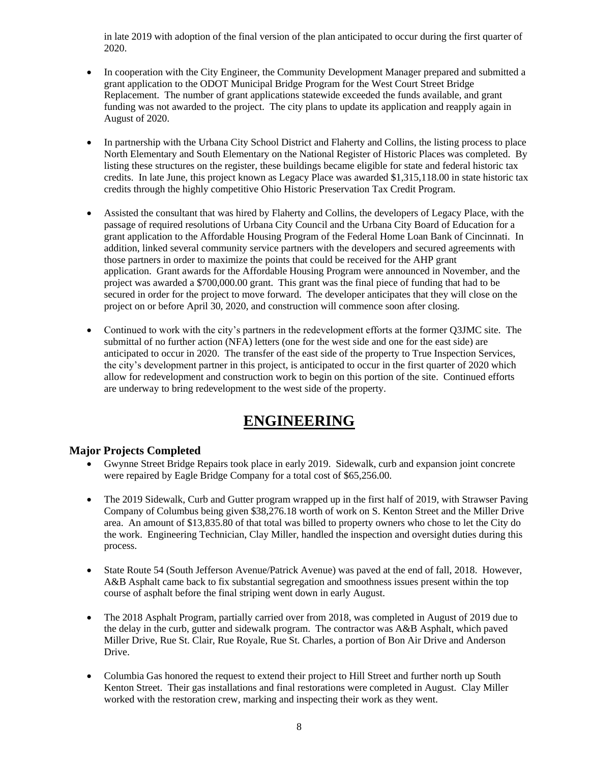in late 2019 with adoption of the final version of the plan anticipated to occur during the first quarter of 2020.

- In cooperation with the City Engineer, the Community Development Manager prepared and submitted a grant application to the ODOT Municipal Bridge Program for the West Court Street Bridge Replacement. The number of grant applications statewide exceeded the funds available, and grant funding was not awarded to the project. The city plans to update its application and reapply again in August of 2020.

- In partnership with the Urbana City School District and Flaherty and Collins, the listing process to place North Elementary and South Elementary on the National Register of Historic Places was completed. By listing these structures on the register, these buildings became eligible for state and federal historic tax credits. In late June, this project known as Legacy Place was awarded $1,315,118.00 in state historic tax credits through the highly competitive Ohio Historic Preservation Tax Credit Program.

- Assisted the consultant that was hired by Flaherty and Collins, the developers of Legacy Place, with the passage of required resolutions of Urbana City Council and the Urbana City Board of Education for a grant application to the Affordable Housing Program of the Federal Home Loan Bank of Cincinnati. In addition, linked several community service partners with the developers and secured agreements with those partners in order to maximize the points that could be received for the AHP grant application. Grant awards for the Affordable Housing Program were announced in November, and the project was awarded a $700,000.00 grant. This grant was the final piece of funding that had to be secured in order for the project to move forward. The developer anticipates that they will close on the project on or before April 30, 2020, and construction will commence soon after closing.

- Continued to work with the city's partners in the redevelopment efforts at the former Q3JMC site. The submittal of no further action (NFA) letters (one for the west side and one for the east side) are anticipated to occur in 2020. The transfer of the east side of the property to True Inspection Services, the city's development partner in this project, is anticipated to occur in the first quarter of 2020 which allow for redevelopment and construction work to begin on this portion of the site. Continued efforts are underway to bring redevelopment to the west side of the property.

# ENGINEERING

### Major Projects Completed

- Gwynne Street Bridge Repairs took place in early 2019. Sidewalk, curb and expansion joint concrete were repaired by Eagle Bridge Company for a total cost of $65,256.00.

- The 2019 Sidewalk, Curb and Gutter program wrapped up in the first half of 2019, with Strawser Paving Company of Columbus being given $38,276.18 worth of work on S. Kenton Street and the Miller Drive area. An amount of $13,835.80 of that total was billed to property owners who chose to let the City do the work. Engineering Technician, Clay Miller, handled the inspection and oversight duties during this process.

- State Route 54 (South Jefferson Avenue/Patrick Avenue) was paved at the end of fall, 2018. However, A&B Asphalt came back to fix substantial segregation and smoothness issues present within the top course of asphalt before the final striping went down in early August.

- The 2018 Asphalt Program, partially carried over from 2018, was completed in August of 2019 due to the delay in the curb, gutter and sidewalk program. The contractor was A&B Asphalt, which paved Miller Drive, Rue St. Clair, Rue Royale, Rue St. Charles, a portion of Bon Air Drive and Anderson Drive.

- Columbia Gas honored the request to extend their project to Hill Street and further north up South Kenton Street. Their gas installations and final restorations were completed in August. Clay Miller worked with the restoration crew, marking and inspecting their work as they went.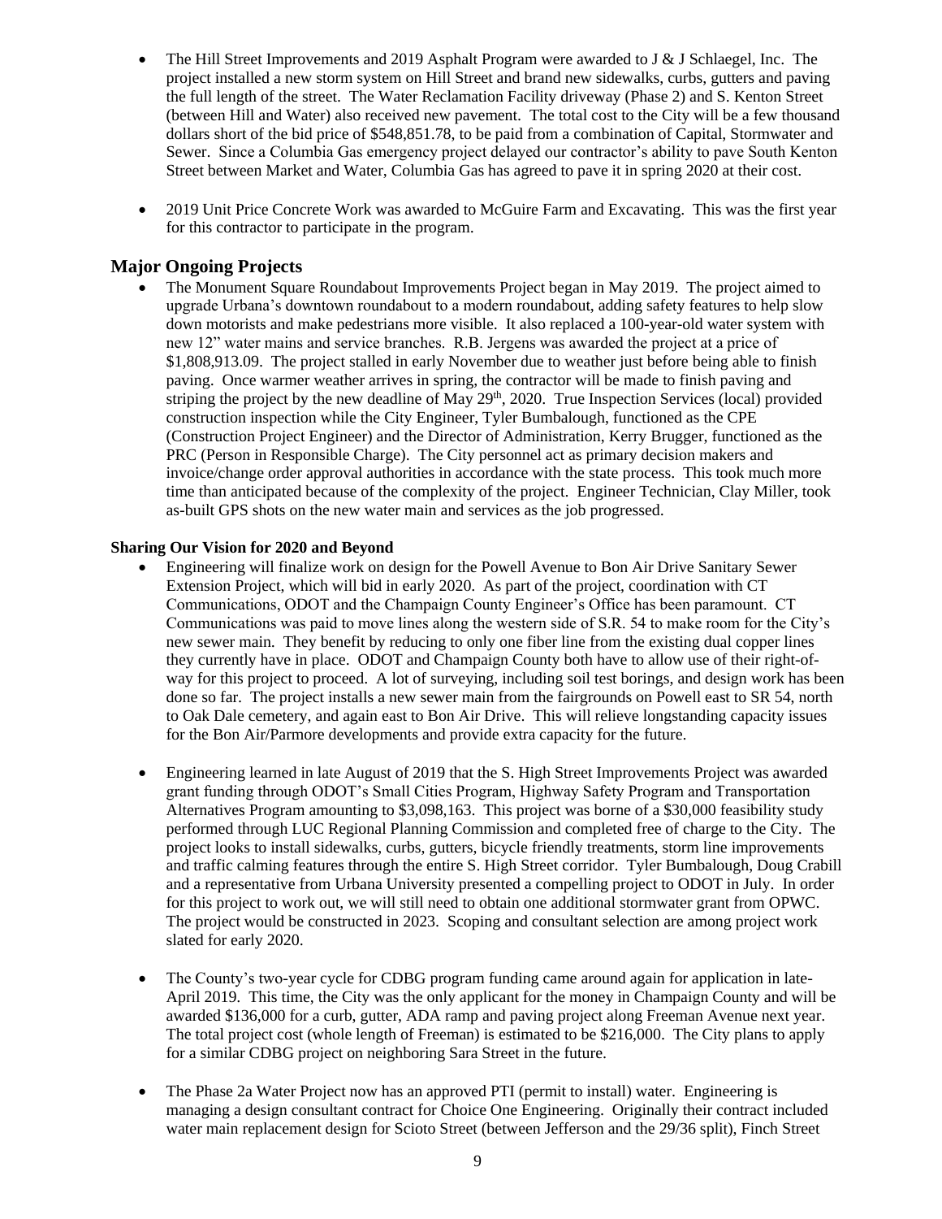- The Hill Street Improvements and 2019 Asphalt Program were awarded to J & J Schlaegel, Inc. The project installed a new storm system on Hill Street and brand new sidewalks, curbs, gutters and paving the full length of the street. The Water Reclamation Facility driveway (Phase 2) and S. Kenton Street (between Hill and Water) also received new pavement. The total cost to the City will be a few thousand dollars short of the bid price of $548,851.78, to be paid from a combination of Capital, Stormwater and Sewer. Since a Columbia Gas emergency project delayed our contractor's ability to pave South Kenton Street between Market and Water, Columbia Gas has agreed to pave it in spring 2020 at their cost.

- 2019 Unit Price Concrete Work was awarded to McGuire Farm and Excavating. This was the first year for this contractor to participate in the program.

## Major Ongoing Projects

- The Monument Square Roundabout Improvements Project began in May 2019. The project aimed to upgrade Urbana's downtown roundabout to a modern roundabout, adding safety features to help slow down motorists and make pedestrians more visible. It also replaced a 100-year-old water system with new 12" water mains and service branches. R.B. Jergens was awarded the project at a price of $1,808,913.09. The project stalled in early November due to weather just before being able to finish paving. Once warmer weather arrives in spring, the contractor will be made to finish paving and striping the project by the new deadline of May 29th, 2020. True Inspection Services (local) provided construction inspection while the City Engineer, Tyler Bumbalough, functioned as the CPE (Construction Project Engineer) and the Director of Administration, Kerry Brugger, functioned as the PRC (Person in Responsible Charge). The City personnel act as primary decision makers and invoice/change order approval authorities in accordance with the state process. This took much more time than anticipated because of the complexity of the project. Engineer Technician, Clay Miller, took as-built GPS shots on the new water main and services as the job progressed.

### Sharing Our Vision for 2020 and Beyond

- Engineering will finalize work on design for the Powell Avenue to Bon Air Drive Sanitary Sewer Extension Project, which will bid in early 2020. As part of the project, coordination with CT Communications, ODOT and the Champaign County Engineer's Office has been paramount. CT Communications was paid to move lines along the western side of S.R. 54 to make room for the City's new sewer main. They benefit by reducing to only one fiber line from the existing dual copper lines they currently have in place. ODOT and Champaign County both have to allow use of their right-of-way for this project to proceed. A lot of surveying, including soil test borings, and design work has been done so far. The project installs a new sewer main from the fairgrounds on Powell east to SR 54, north to Oak Dale cemetery, and again east to Bon Air Drive. This will relieve longstanding capacity issues for the Bon Air/Parmore developments and provide extra capacity for the future.

- Engineering learned in late August of 2019 that the S. High Street Improvements Project was awarded grant funding through ODOT's Small Cities Program, Highway Safety Program and Transportation Alternatives Program amounting to $3,098,163. This project was borne of a $30,000 feasibility study performed through LUC Regional Planning Commission and completed free of charge to the City. The project looks to install sidewalks, curbs, gutters, bicycle friendly treatments, storm line improvements and traffic calming features through the entire S. High Street corridor. Tyler Bumbalough, Doug Crabill and a representative from Urbana University presented a compelling project to ODOT in July. In order for this project to work out, we will still need to obtain one additional stormwater grant from OPWC. The project would be constructed in 2023. Scoping and consultant selection are among project work slated for early 2020.

- The County's two-year cycle for CDBG program funding came around again for application in late-April 2019. This time, the City was the only applicant for the money in Champaign County and will be awarded $136,000 for a curb, gutter, ADA ramp and paving project along Freeman Avenue next year. The total project cost (whole length of Freeman) is estimated to be $216,000. The City plans to apply for a similar CDBG project on neighboring Sara Street in the future.

- The Phase 2a Water Project now has an approved PTI (permit to install) water. Engineering is managing a design consultant contract for Choice One Engineering. Originally their contract included water main replacement design for Scioto Street (between Jefferson and the 29/36 split), Finch Street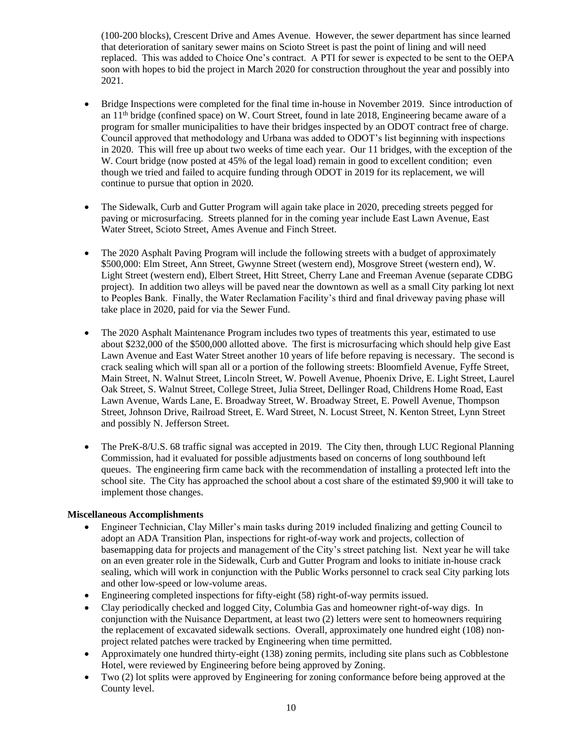(100-200 blocks), Crescent Drive and Ames Avenue. However, the sewer department has since learned that deterioration of sanitary sewer mains on Scioto Street is past the point of lining and will need replaced. This was added to Choice One's contract. A PTI for sewer is expected to be sent to the OEPA soon with hopes to bid the project in March 2020 for construction throughout the year and possibly into 2021.

- Bridge Inspections were completed for the final time in-house in November 2019. Since introduction of an 11th bridge (confined space) on W. Court Street, found in late 2018, Engineering became aware of a program for smaller municipalities to have their bridges inspected by an ODOT contract free of charge. Council approved that methodology and Urbana was added to ODOT's list beginning with inspections in 2020. This will free up about two weeks of time each year. Our 11 bridges, with the exception of the W. Court bridge (now posted at 45% of the legal load) remain in good to excellent condition; even though we tried and failed to acquire funding through ODOT in 2019 for its replacement, we will continue to pursue that option in 2020.

- The Sidewalk, Curb and Gutter Program will again take place in 2020, preceding streets pegged for paving or microsurfacing. Streets planned for in the coming year include East Lawn Avenue, East Water Street, Scioto Street, Ames Avenue and Finch Street.

- The 2020 Asphalt Paving Program will include the following streets with a budget of approximately $500,000: Elm Street, Ann Street, Gwynne Street (western end), Mosgrove Street (western end), W. Light Street (western end), Elbert Street, Hitt Street, Cherry Lane and Freeman Avenue (separate CDBG project). In addition two alleys will be paved near the downtown as well as a small City parking lot next to Peoples Bank. Finally, the Water Reclamation Facility's third and final driveway paving phase will take place in 2020, paid for via the Sewer Fund.

- The 2020 Asphalt Maintenance Program includes two types of treatments this year, estimated to use about $232,000 of the $500,000 allotted above. The first is microsurfacing which should help give East Lawn Avenue and East Water Street another 10 years of life before repaving is necessary. The second is crack sealing which will span all or a portion of the following streets: Bloomfield Avenue, Fyffe Street, Main Street, N. Walnut Street, Lincoln Street, W. Powell Avenue, Phoenix Drive, E. Light Street, Laurel Oak Street, S. Walnut Street, College Street, Julia Street, Dellinger Road, Childrens Home Road, East Lawn Avenue, Wards Lane, E. Broadway Street, W. Broadway Street, E. Powell Avenue, Thompson Street, Johnson Drive, Railroad Street, E. Ward Street, N. Locust Street, N. Kenton Street, Lynn Street and possibly N. Jefferson Street.

- The PreK-8/U.S. 68 traffic signal was accepted in 2019. The City then, through LUC Regional Planning Commission, had it evaluated for possible adjustments based on concerns of long southbound left queues. The engineering firm came back with the recommendation of installing a protected left into the school site. The City has approached the school about a cost share of the estimated $9,900 it will take to implement those changes.

**Miscellaneous Accomplishments**

- Engineer Technician, Clay Miller's main tasks during 2019 included finalizing and getting Council to adopt an ADA Transition Plan, inspections for right-of-way work and projects, collection of basemapping data for projects and management of the City's street patching list. Next year he will take on an even greater role in the Sidewalk, Curb and Gutter Program and looks to initiate in-house crack sealing, which will work in conjunction with the Public Works personnel to crack seal City parking lots and other low-speed or low-volume areas.
- Engineering completed inspections for fifty-eight (58) right-of-way permits issued.
- Clay periodically checked and logged City, Columbia Gas and homeowner right-of-way digs. In conjunction with the Nuisance Department, at least two (2) letters were sent to homeowners requiring the replacement of excavated sidewalk sections. Overall, approximately one hundred eight (108) non-project related patches were tracked by Engineering when time permitted.
- Approximately one hundred thirty-eight (138) zoning permits, including site plans such as Cobblestone Hotel, were reviewed by Engineering before being approved by Zoning.
- Two (2) lot splits were approved by Engineering for zoning conformance before being approved at the County level.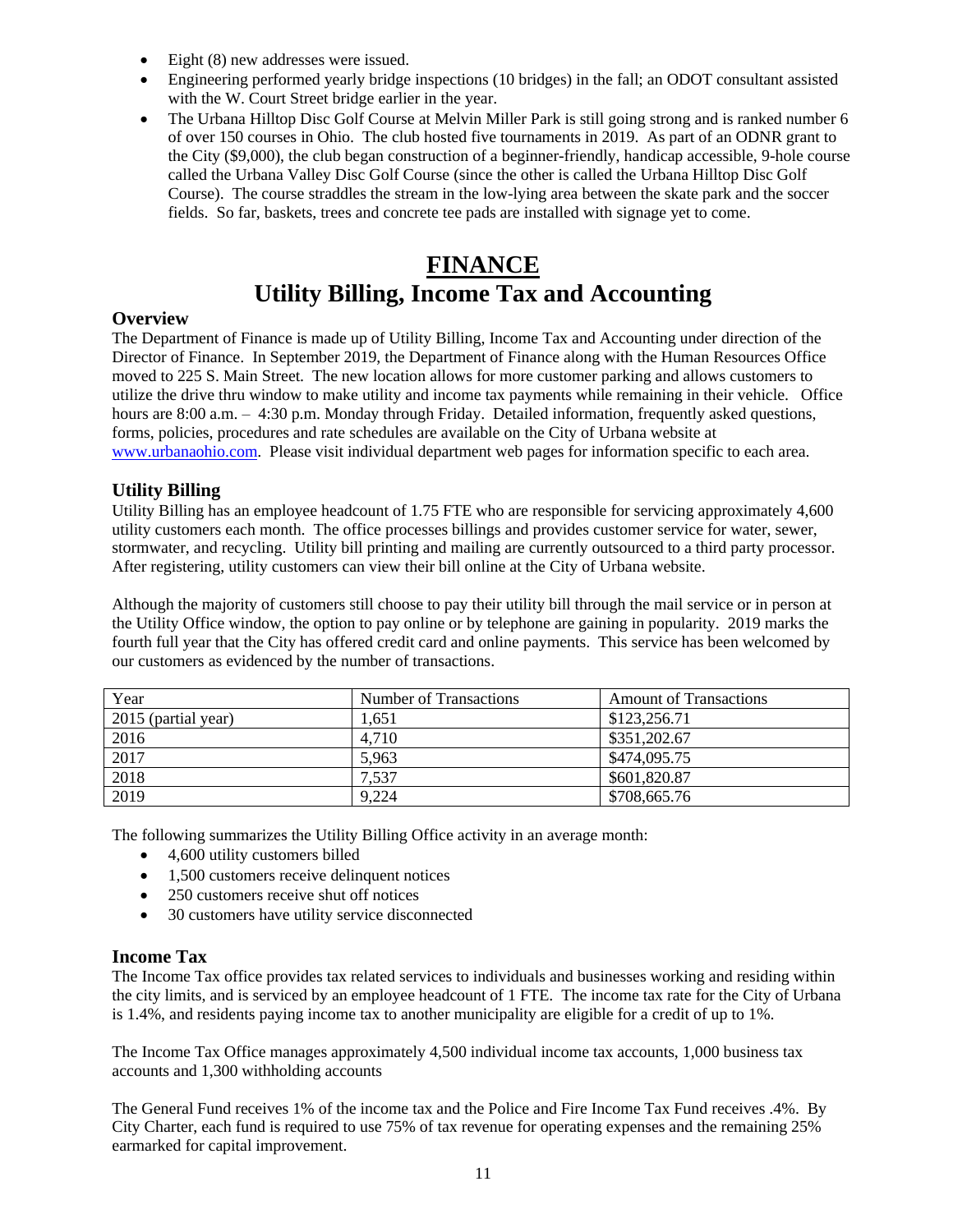- Eight (8) new addresses were issued.
- Engineering performed yearly bridge inspections (10 bridges) in the fall; an ODOT consultant assisted with the W. Court Street bridge earlier in the year.
- The Urbana Hilltop Disc Golf Course at Melvin Miller Park is still going strong and is ranked number 6 of over 150 courses in Ohio. The club hosted five tournaments in 2019. As part of an ODNR grant to the City ($9,000), the club began construction of a beginner-friendly, handicap accessible, 9-hole course called the Urbana Valley Disc Golf Course (since the other is called the Urbana Hilltop Disc Golf Course). The course straddles the stream in the low-lying area between the skate park and the soccer fields. So far, baskets, trees and concrete tee pads are installed with signage yet to come.

# FINANCE

# Utility Billing, Income Tax and Accounting

### Overview

The Department of Finance is made up of Utility Billing, Income Tax and Accounting under direction of the Director of Finance. In September 2019, the Department of Finance along with the Human Resources Office moved to 225 S. Main Street. The new location allows for more customer parking and allows customers to utilize the drive thru window to make utility and income tax payments while remaining in their vehicle. Office hours are 8:00 a.m. – 4:30 p.m. Monday through Friday. Detailed information, frequently asked questions, forms, policies, procedures and rate schedules are available on the City of Urbana website at www.urbanaohio.com. Please visit individual department web pages for information specific to each area.

### Utility Billing

Utility Billing has an employee headcount of 1.75 FTE who are responsible for servicing approximately 4,600 utility customers each month. The office processes billings and provides customer service for water, sewer, stormwater, and recycling. Utility bill printing and mailing are currently outsourced to a third party processor. After registering, utility customers can view their bill online at the City of Urbana website.

Although the majority of customers still choose to pay their utility bill through the mail service or in person at the Utility Office window, the option to pay online or by telephone are gaining in popularity. 2019 marks the fourth full year that the City has offered credit card and online payments. This service has been welcomed by our customers as evidenced by the number of transactions.

| Year | Number of Transactions | Amount of Transactions |
|---|---|---|
| 2015 (partial year) | 1,651 | $123,256.71 |
| 2016 | 4,710 | $351,202.67 |
| 2017 | 5,963 | $474,095.75 |
| 2018 | 7,537 | $601,820.87 |
| 2019 | 9,224 | $708,665.76 |

The following summarizes the Utility Billing Office activity in an average month:

- 4,600 utility customers billed
- 1,500 customers receive delinquent notices
- 250 customers receive shut off notices
- 30 customers have utility service disconnected

### Income Tax

The Income Tax office provides tax related services to individuals and businesses working and residing within the city limits, and is serviced by an employee headcount of 1 FTE. The income tax rate for the City of Urbana is 1.4%, and residents paying income tax to another municipality are eligible for a credit of up to 1%.

The Income Tax Office manages approximately 4,500 individual income tax accounts, 1,000 business tax accounts and 1,300 withholding accounts

The General Fund receives 1% of the income tax and the Police and Fire Income Tax Fund receives .4%. By City Charter, each fund is required to use 75% of tax revenue for operating expenses and the remaining 25% earmarked for capital improvement.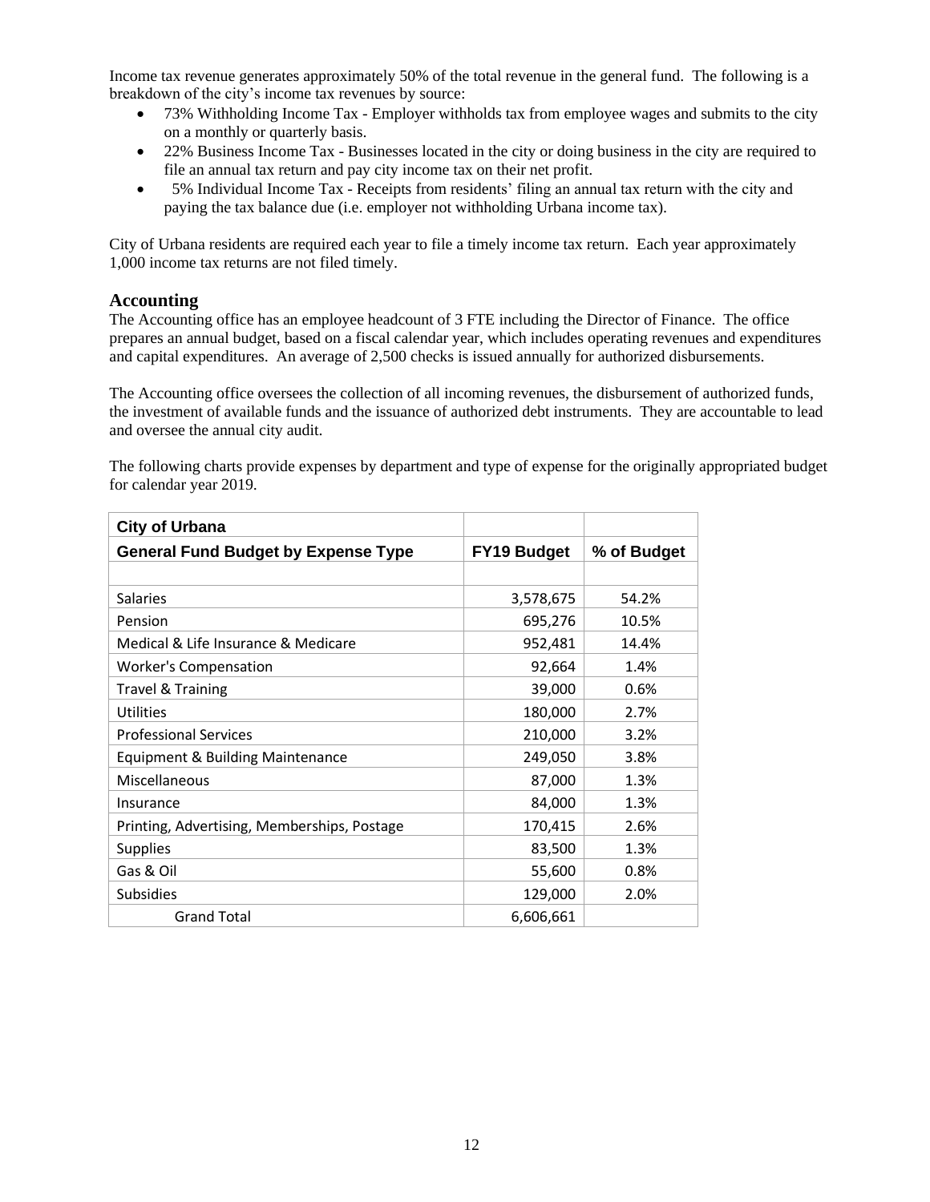Income tax revenue generates approximately 50% of the total revenue in the general fund. The following is a breakdown of the city's income tax revenues by source:

- 73% Withholding Income Tax - Employer withholds tax from employee wages and submits to the city on a monthly or quarterly basis.
- 22% Business Income Tax - Businesses located in the city or doing business in the city are required to file an annual tax return and pay city income tax on their net profit.
- 5% Individual Income Tax - Receipts from residents' filing an annual tax return with the city and paying the tax balance due (i.e. employer not withholding Urbana income tax).

City of Urbana residents are required each year to file a timely income tax return. Each year approximately 1,000 income tax returns are not filed timely.

## Accounting

The Accounting office has an employee headcount of 3 FTE including the Director of Finance. The office prepares an annual budget, based on a fiscal calendar year, which includes operating revenues and expenditures and capital expenditures. An average of 2,500 checks is issued annually for authorized disbursements.

The Accounting office oversees the collection of all incoming revenues, the disbursement of authorized funds, the investment of available funds and the issuance of authorized debt instruments. They are accountable to lead and oversee the annual city audit.

The following charts provide expenses by department and type of expense for the originally appropriated budget for calendar year 2019.

| City of Urbana<br>General Fund Budget by Expense Type | FY19 Budget | % of Budget |
|---|---|---|
| | | |
| Salaries | 3,578,675 | 54.2% |
| Pension | 695,276 | 10.5% |
| Medical & Life Insurance & Medicare | 952,481 | 14.4% |
| Worker's Compensation | 92,664 | 1.4% |
| Travel & Training | 39,000 | 0.6% |
| Utilities | 180,000 | 2.7% |
| Professional Services | 210,000 | 3.2% |
| Equipment & Building Maintenance | 249,050 | 3.8% |
| Miscellaneous | 87,000 | 1.3% |
| Insurance | 84,000 | 1.3% |
| Printing, Advertising, Memberships, Postage | 170,415 | 2.6% |
| Supplies | 83,500 | 1.3% |
| Gas & Oil | 55,600 | 0.8% |
| Subsidies | 129,000 | 2.0% |
| Grand Total | 6,606,661 | |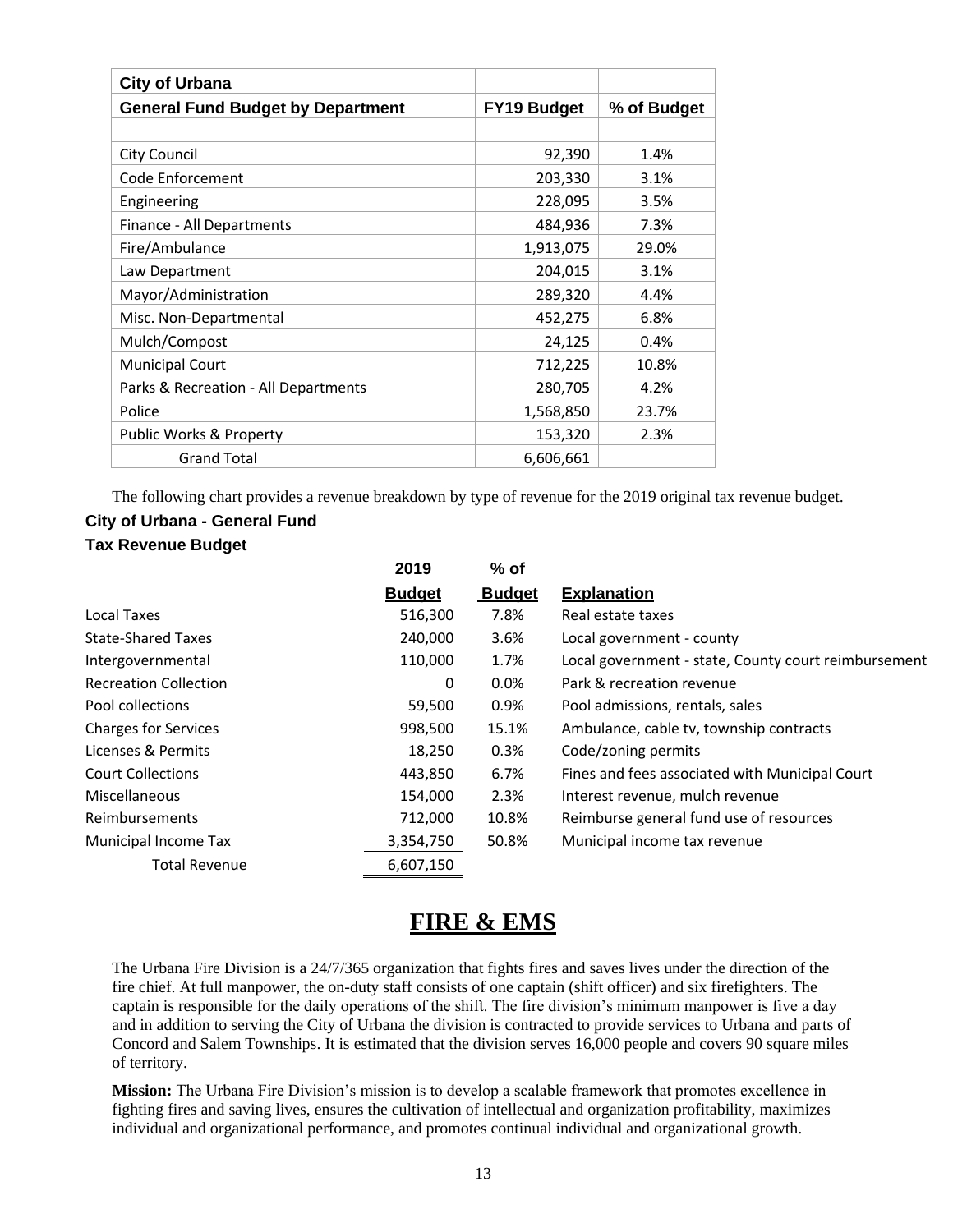| City of Urbana | | |
|---|---|---|
| **General Fund Budget by Department** | **FY19 Budget** | **% of Budget** |
| | | |
| City Council | 92,390 | 1.4% |
| Code Enforcement | 203,330 | 3.1% |
| Engineering | 228,095 | 3.5% |
| Finance - All Departments | 484,936 | 7.3% |
| Fire/Ambulance | 1,913,075 | 29.0% |
| Law Department | 204,015 | 3.1% |
| Mayor/Administration | 289,320 | 4.4% |
| Misc. Non-Departmental | 452,275 | 6.8% |
| Mulch/Compost | 24,125 | 0.4% |
| Municipal Court | 712,225 | 10.8% |
| Parks & Recreation - All Departments | 280,705 | 4.2% |
| Police | 1,568,850 | 23.7% |
| Public Works & Property | 153,320 | 2.3% |
| Grand Total | 6,606,661 | |

The following chart provides a revenue breakdown by type of revenue for the 2019 original tax revenue budget.

**City of Urbana - General Fund**
**Tax Revenue Budget**

| | 2019 Budget | % of Budget | Explanation |
|---|---|---|---|
| Local Taxes | 516,300 | 7.8% | Real estate taxes |
| State-Shared Taxes | 240,000 | 3.6% | Local government - county |
| Intergovernmental | 110,000 | 1.7% | Local government - state, County court reimbursement |
| Recreation Collection | 0 | 0.0% | Park & recreation revenue |
| Pool collections | 59,500 | 0.9% | Pool admissions, rentals, sales |
| Charges for Services | 998,500 | 15.1% | Ambulance, cable tv, township contracts |
| Licenses & Permits | 18,250 | 0.3% | Code/zoning permits |
| Court Collections | 443,850 | 6.7% | Fines and fees associated with Municipal Court |
| Miscellaneous | 154,000 | 2.3% | Interest revenue, mulch revenue |
| Reimbursements | 712,000 | 10.8% | Reimburse general fund use of resources |
| Municipal Income Tax | 3,354,750 | 50.8% | Municipal income tax revenue |
| Total Revenue | 6,607,150 | | |

# FIRE & EMS

The Urbana Fire Division is a 24/7/365 organization that fights fires and saves lives under the direction of the fire chief. At full manpower, the on-duty staff consists of one captain (shift officer) and six firefighters. The captain is responsible for the daily operations of the shift. The fire division's minimum manpower is five a day and in addition to serving the City of Urbana the division is contracted to provide services to Urbana and parts of Concord and Salem Townships. It is estimated that the division serves 16,000 people and covers 90 square miles of territory.

**Mission:** The Urbana Fire Division's mission is to develop a scalable framework that promotes excellence in fighting fires and saving lives, ensures the cultivation of intellectual and organization profitability, maximizes individual and organizational performance, and promotes continual individual and organizational growth.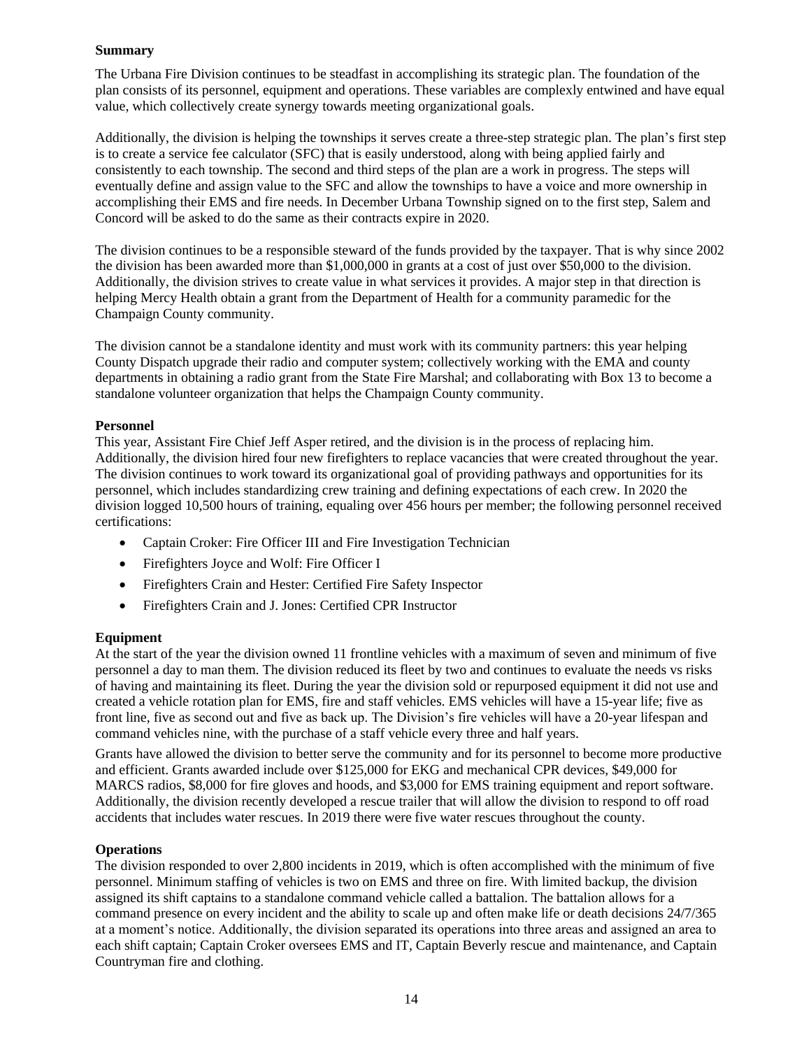**Summary**

The Urbana Fire Division continues to be steadfast in accomplishing its strategic plan. The foundation of the plan consists of its personnel, equipment and operations. These variables are complexly entwined and have equal value, which collectively create synergy towards meeting organizational goals.

Additionally, the division is helping the townships it serves create a three-step strategic plan. The plan's first step is to create a service fee calculator (SFC) that is easily understood, along with being applied fairly and consistently to each township. The second and third steps of the plan are a work in progress. The steps will eventually define and assign value to the SFC and allow the townships to have a voice and more ownership in accomplishing their EMS and fire needs. In December Urbana Township signed on to the first step, Salem and Concord will be asked to do the same as their contracts expire in 2020.

The division continues to be a responsible steward of the funds provided by the taxpayer. That is why since 2002 the division has been awarded more than $1,000,000 in grants at a cost of just over $50,000 to the division. Additionally, the division strives to create value in what services it provides. A major step in that direction is helping Mercy Health obtain a grant from the Department of Health for a community paramedic for the Champaign County community.

The division cannot be a standalone identity and must work with its community partners: this year helping County Dispatch upgrade their radio and computer system; collectively working with the EMA and county departments in obtaining a radio grant from the State Fire Marshal; and collaborating with Box 13 to become a standalone volunteer organization that helps the Champaign County community.

**Personnel**

This year, Assistant Fire Chief Jeff Asper retired, and the division is in the process of replacing him. Additionally, the division hired four new firefighters to replace vacancies that were created throughout the year. The division continues to work toward its organizational goal of providing pathways and opportunities for its personnel, which includes standardizing crew training and defining expectations of each crew. In 2020 the division logged 10,500 hours of training, equaling over 456 hours per member; the following personnel received certifications:

- Captain Croker: Fire Officer III and Fire Investigation Technician
- Firefighters Joyce and Wolf: Fire Officer I
- Firefighters Crain and Hester: Certified Fire Safety Inspector
- Firefighters Crain and J. Jones: Certified CPR Instructor

**Equipment**

At the start of the year the division owned 11 frontline vehicles with a maximum of seven and minimum of five personnel a day to man them. The division reduced its fleet by two and continues to evaluate the needs vs risks of having and maintaining its fleet. During the year the division sold or repurposed equipment it did not use and created a vehicle rotation plan for EMS, fire and staff vehicles. EMS vehicles will have a 15-year life; five as front line, five as second out and five as back up. The Division's fire vehicles will have a 20-year lifespan and command vehicles nine, with the purchase of a staff vehicle every three and half years.

Grants have allowed the division to better serve the community and for its personnel to become more productive and efficient. Grants awarded include over $125,000 for EKG and mechanical CPR devices, $49,000 for MARCS radios, $8,000 for fire gloves and hoods, and $3,000 for EMS training equipment and report software. Additionally, the division recently developed a rescue trailer that will allow the division to respond to off road accidents that includes water rescues. In 2019 there were five water rescues throughout the county.

**Operations**

The division responded to over 2,800 incidents in 2019, which is often accomplished with the minimum of five personnel. Minimum staffing of vehicles is two on EMS and three on fire. With limited backup, the division assigned its shift captains to a standalone command vehicle called a battalion. The battalion allows for a command presence on every incident and the ability to scale up and often make life or death decisions 24/7/365 at a moment's notice. Additionally, the division separated its operations into three areas and assigned an area to each shift captain; Captain Croker oversees EMS and IT, Captain Beverly rescue and maintenance, and Captain Countryman fire and clothing.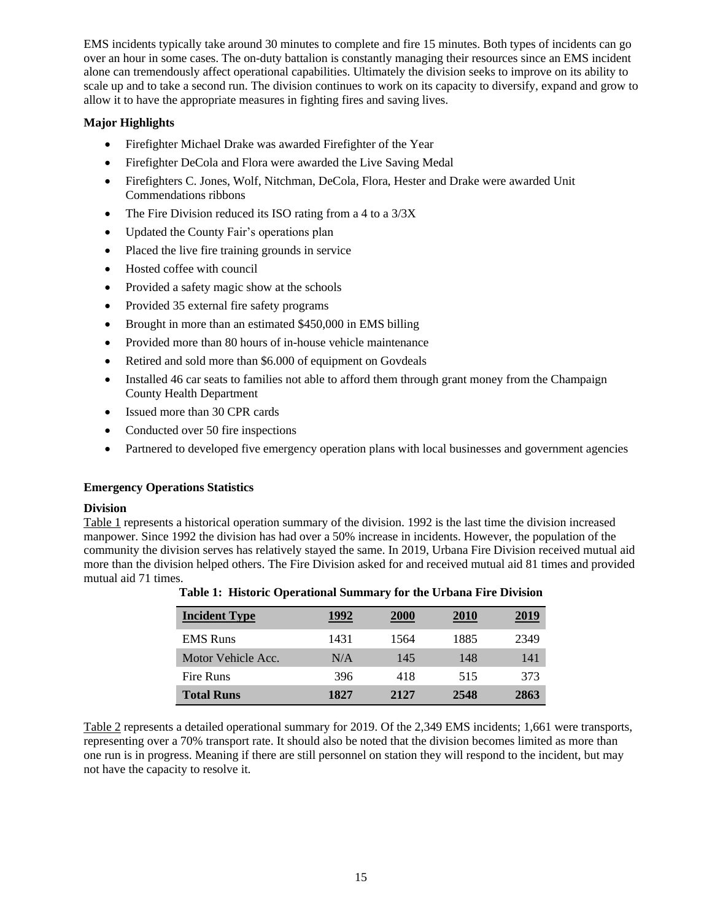EMS incidents typically take around 30 minutes to complete and fire 15 minutes. Both types of incidents can go over an hour in some cases. The on-duty battalion is constantly managing their resources since an EMS incident alone can tremendously affect operational capabilities. Ultimately the division seeks to improve on its ability to scale up and to take a second run. The division continues to work on its capacity to diversify, expand and grow to allow it to have the appropriate measures in fighting fires and saving lives.

**Major Highlights**

- Firefighter Michael Drake was awarded Firefighter of the Year
- Firefighter DeCola and Flora were awarded the Live Saving Medal
- Firefighters C. Jones, Wolf, Nitchman, DeCola, Flora, Hester and Drake were awarded Unit Commendations ribbons
- The Fire Division reduced its ISO rating from a 4 to a 3/3X
- Updated the County Fair's operations plan
- Placed the live fire training grounds in service
- Hosted coffee with council
- Provided a safety magic show at the schools
- Provided 35 external fire safety programs
- Brought in more than an estimated $450,000 in EMS billing
- Provided more than 80 hours of in-house vehicle maintenance
- Retired and sold more than $6.000 of equipment on Govdeals
- Installed 46 car seats to families not able to afford them through grant money from the Champaign County Health Department
- Issued more than 30 CPR cards
- Conducted over 50 fire inspections
- Partnered to developed five emergency operation plans with local businesses and government agencies

**Emergency Operations Statistics**

**Division**

Table 1 represents a historical operation summary of the division. 1992 is the last time the division increased manpower. Since 1992 the division has had over a 50% increase in incidents. However, the population of the community the division serves has relatively stayed the same. In 2019, Urbana Fire Division received mutual aid more than the division helped others. The Fire Division asked for and received mutual aid 81 times and provided mutual aid 71 times.

**Table 1: Historic Operational Summary for the Urbana Fire Division**

| Incident Type | 1992 | 2000 | 2010 | 2019 |
|---|---|---|---|---|
| EMS Runs | 1431 | 1564 | 1885 | 2349 |
| Motor Vehicle Acc. | N/A | 145 | 148 | 141 |
| Fire Runs | 396 | 418 | 515 | 373 |
| **Total Runs** | **1827** | **2127** | **2548** | **2863** |

Table 2 represents a detailed operational summary for 2019. Of the 2,349 EMS incidents; 1,661 were transports, representing over a 70% transport rate. It should also be noted that the division becomes limited as more than one run is in progress. Meaning if there are still personnel on station they will respond to the incident, but may not have the capacity to resolve it.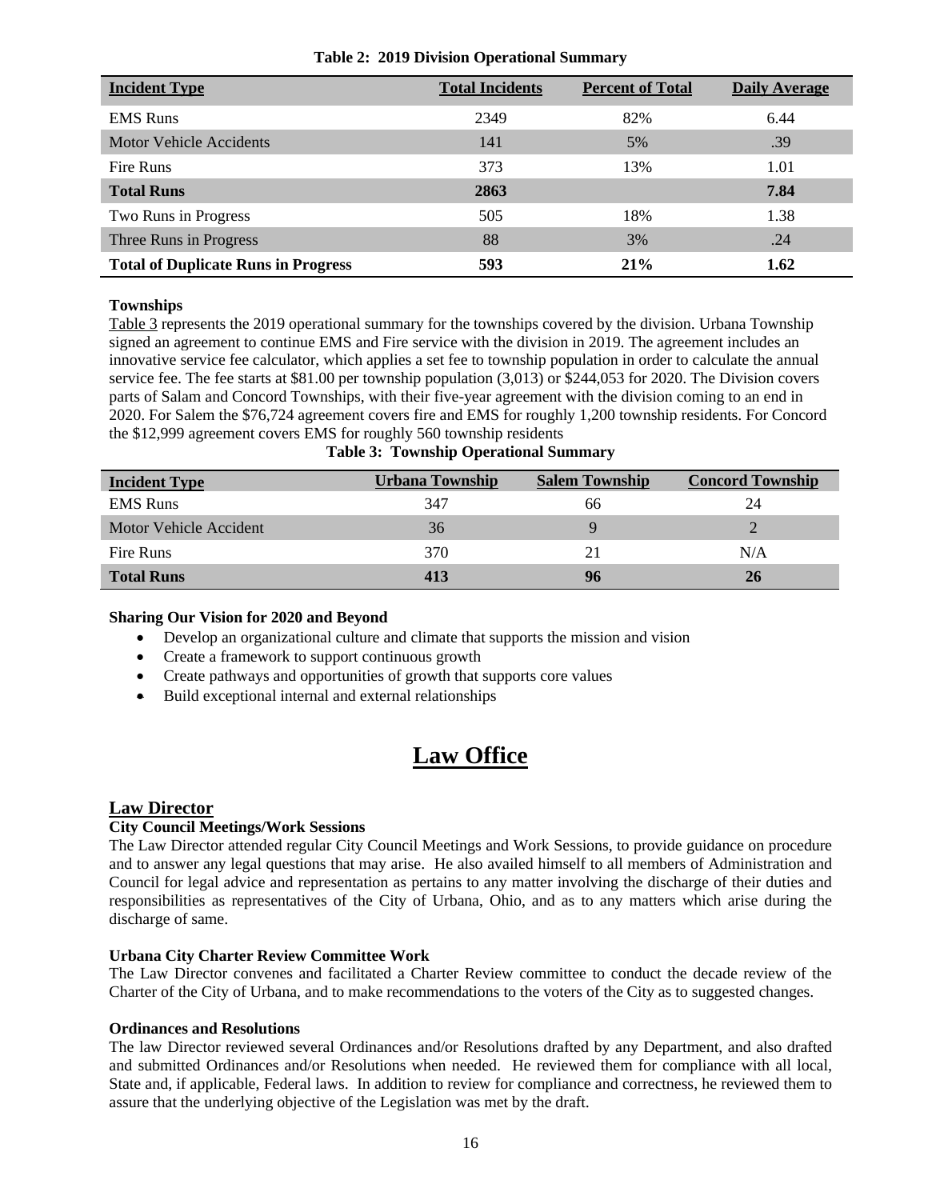**Table 2: 2019 Division Operational Summary**

| Incident Type | Total Incidents | Percent of Total | Daily Average |
|---|---|---|---|
| EMS Runs | 2349 | 82% | 6.44 |
| Motor Vehicle Accidents | 141 | 5% | .39 |
| Fire Runs | 373 | 13% | 1.01 |
| **Total Runs** | **2863** | | **7.84** |
| Two Runs in Progress | 505 | 18% | 1.38 |
| Three Runs in Progress | 88 | 3% | .24 |
| **Total of Duplicate Runs in Progress** | **593** | **21%** | **1.62** |

**Townships**

Table 3 represents the 2019 operational summary for the townships covered by the division. Urbana Township signed an agreement to continue EMS and Fire service with the division in 2019. The agreement includes an innovative service fee calculator, which applies a set fee to township population in order to calculate the annual service fee. The fee starts at $81.00 per township population (3,013) or $244,053 for 2020. The Division covers parts of Salam and Concord Townships, with their five-year agreement with the division coming to an end in 2020. For Salem the $76,724 agreement covers fire and EMS for roughly 1,200 township residents. For Concord the $12,999 agreement covers EMS for roughly 560 township residents

**Table 3: Township Operational Summary**

| Incident Type | Urbana Township | Salem Township | Concord Township |
|---|---|---|---|
| EMS Runs | 347 | 66 | 24 |
| Motor Vehicle Accident | 36 | 9 | 2 |
| Fire Runs | 370 | 21 | N/A |
| **Total Runs** | **413** | **96** | **26** |

**Sharing Our Vision for 2020 and Beyond**

- Develop an organizational culture and climate that supports the mission and vision
- Create a framework to support continuous growth
- Create pathways and opportunities of growth that supports core values
- Build exceptional internal and external relationships

# Law Office

## Law Director

**City Council Meetings/Work Sessions**

The Law Director attended regular City Council Meetings and Work Sessions, to provide guidance on procedure and to answer any legal questions that may arise. He also availed himself to all members of Administration and Council for legal advice and representation as pertains to any matter involving the discharge of their duties and responsibilities as representatives of the City of Urbana, Ohio, and as to any matters which arise during the discharge of same.

**Urbana City Charter Review Committee Work**

The Law Director convenes and facilitated a Charter Review committee to conduct the decade review of the Charter of the City of Urbana, and to make recommendations to the voters of the City as to suggested changes.

**Ordinances and Resolutions**

The law Director reviewed several Ordinances and/or Resolutions drafted by any Department, and also drafted and submitted Ordinances and/or Resolutions when needed. He reviewed them for compliance with all local, State and, if applicable, Federal laws. In addition to review for compliance and correctness, he reviewed them to assure that the underlying objective of the Legislation was met by the draft.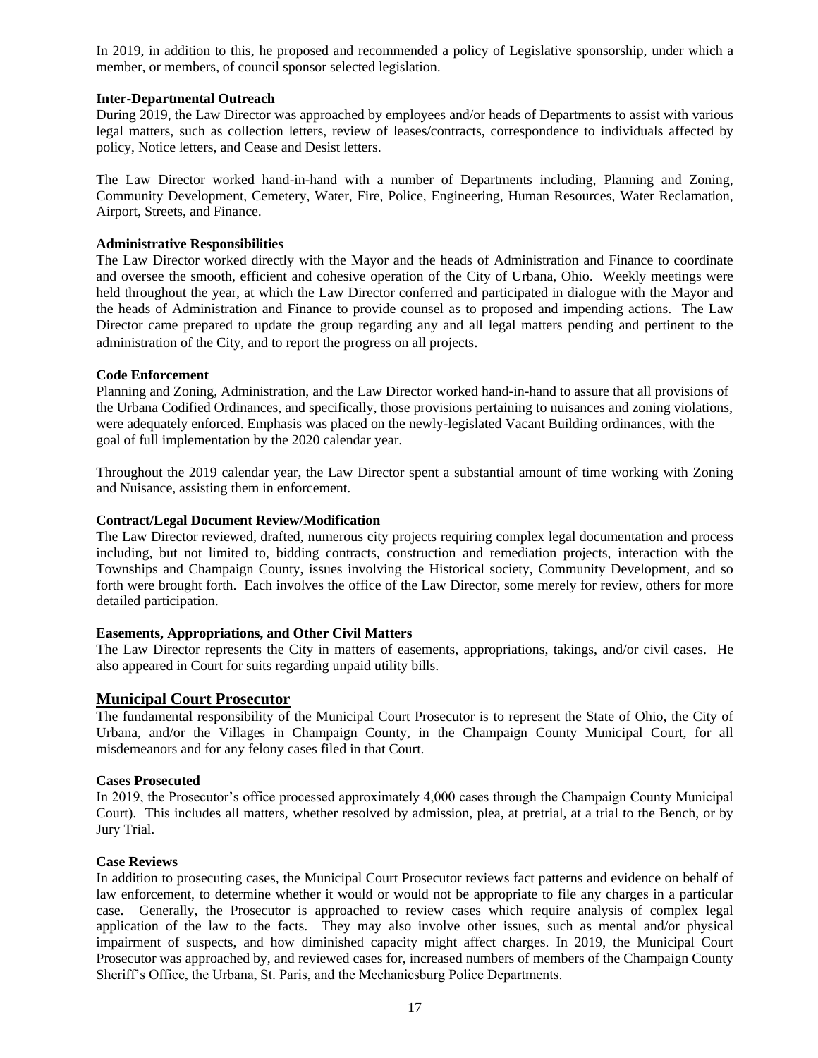In 2019, in addition to this, he proposed and recommended a policy of Legislative sponsorship, under which a member, or members, of council sponsor selected legislation.

**Inter-Departmental Outreach**

During 2019, the Law Director was approached by employees and/or heads of Departments to assist with various legal matters, such as collection letters, review of leases/contracts, correspondence to individuals affected by policy, Notice letters, and Cease and Desist letters.

The Law Director worked hand-in-hand with a number of Departments including, Planning and Zoning, Community Development, Cemetery, Water, Fire, Police, Engineering, Human Resources, Water Reclamation, Airport, Streets, and Finance.

**Administrative Responsibilities**

The Law Director worked directly with the Mayor and the heads of Administration and Finance to coordinate and oversee the smooth, efficient and cohesive operation of the City of Urbana, Ohio. Weekly meetings were held throughout the year, at which the Law Director conferred and participated in dialogue with the Mayor and the heads of Administration and Finance to provide counsel as to proposed and impending actions. The Law Director came prepared to update the group regarding any and all legal matters pending and pertinent to the administration of the City, and to report the progress on all projects.

**Code Enforcement**

Planning and Zoning, Administration, and the Law Director worked hand-in-hand to assure that all provisions of the Urbana Codified Ordinances, and specifically, those provisions pertaining to nuisances and zoning violations, were adequately enforced. Emphasis was placed on the newly-legislated Vacant Building ordinances, with the goal of full implementation by the 2020 calendar year.

Throughout the 2019 calendar year, the Law Director spent a substantial amount of time working with Zoning and Nuisance, assisting them in enforcement.

**Contract/Legal Document Review/Modification**

The Law Director reviewed, drafted, numerous city projects requiring complex legal documentation and process including, but not limited to, bidding contracts, construction and remediation projects, interaction with the Townships and Champaign County, issues involving the Historical society, Community Development, and so forth were brought forth. Each involves the office of the Law Director, some merely for review, others for more detailed participation.

**Easements, Appropriations, and Other Civil Matters**

The Law Director represents the City in matters of easements, appropriations, takings, and/or civil cases. He also appeared in Court for suits regarding unpaid utility bills.

## Municipal Court Prosecutor

The fundamental responsibility of the Municipal Court Prosecutor is to represent the State of Ohio, the City of Urbana, and/or the Villages in Champaign County, in the Champaign County Municipal Court, for all misdemeanors and for any felony cases filed in that Court.

**Cases Prosecuted**

In 2019, the Prosecutor's office processed approximately 4,000 cases through the Champaign County Municipal Court). This includes all matters, whether resolved by admission, plea, at pretrial, at a trial to the Bench, or by Jury Trial.

**Case Reviews**

In addition to prosecuting cases, the Municipal Court Prosecutor reviews fact patterns and evidence on behalf of law enforcement, to determine whether it would or would not be appropriate to file any charges in a particular case. Generally, the Prosecutor is approached to review cases which require analysis of complex legal application of the law to the facts. They may also involve other issues, such as mental and/or physical impairment of suspects, and how diminished capacity might affect charges. In 2019, the Municipal Court Prosecutor was approached by, and reviewed cases for, increased numbers of members of the Champaign County Sheriff's Office, the Urbana, St. Paris, and the Mechanicsburg Police Departments.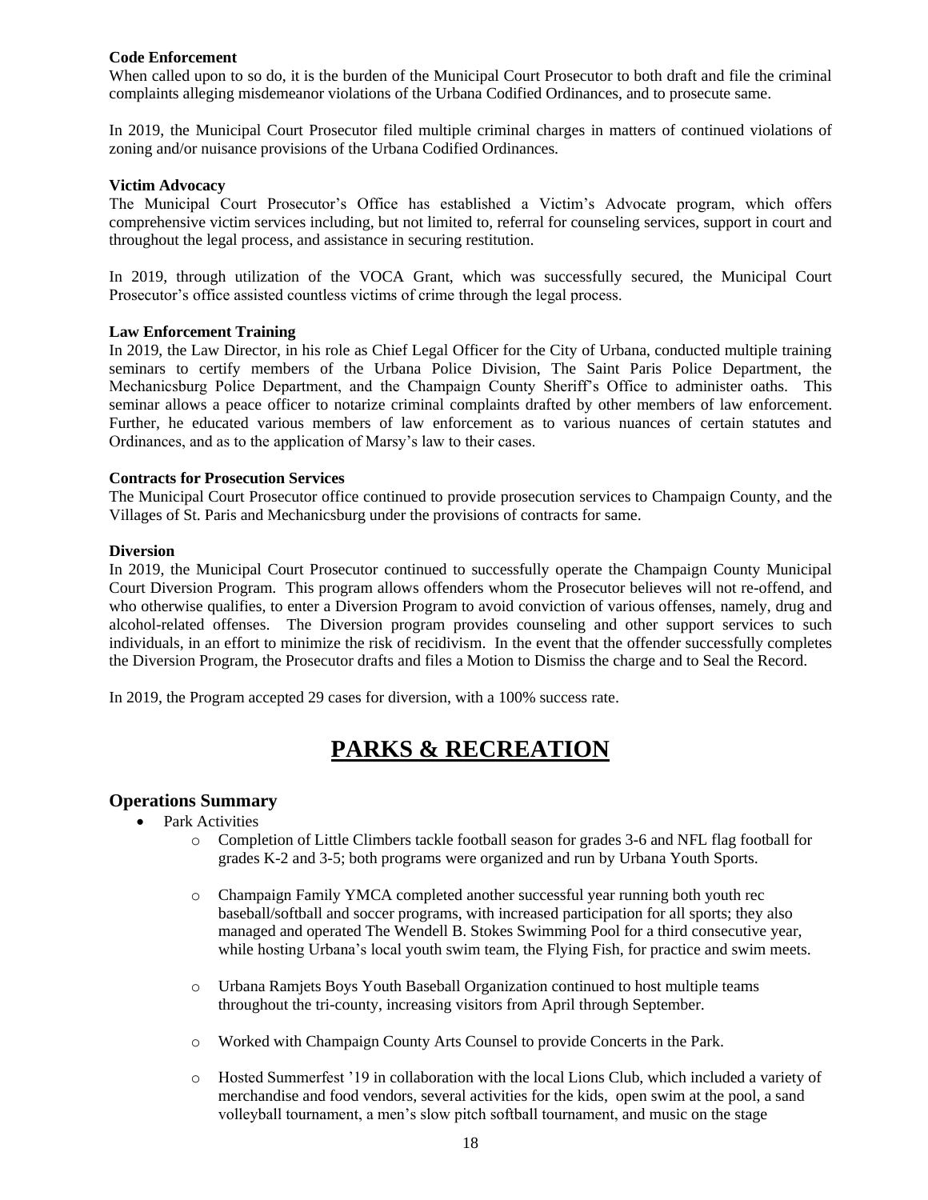**Code Enforcement**

When called upon to so do, it is the burden of the Municipal Court Prosecutor to both draft and file the criminal complaints alleging misdemeanor violations of the Urbana Codified Ordinances, and to prosecute same.

In 2019, the Municipal Court Prosecutor filed multiple criminal charges in matters of continued violations of zoning and/or nuisance provisions of the Urbana Codified Ordinances.

**Victim Advocacy**

The Municipal Court Prosecutor's Office has established a Victim's Advocate program, which offers comprehensive victim services including, but not limited to, referral for counseling services, support in court and throughout the legal process, and assistance in securing restitution.

In 2019, through utilization of the VOCA Grant, which was successfully secured, the Municipal Court Prosecutor's office assisted countless victims of crime through the legal process.

**Law Enforcement Training**

In 2019, the Law Director, in his role as Chief Legal Officer for the City of Urbana, conducted multiple training seminars to certify members of the Urbana Police Division, The Saint Paris Police Department, the Mechanicsburg Police Department, and the Champaign County Sheriff's Office to administer oaths. This seminar allows a peace officer to notarize criminal complaints drafted by other members of law enforcement. Further, he educated various members of law enforcement as to various nuances of certain statutes and Ordinances, and as to the application of Marsy's law to their cases.

**Contracts for Prosecution Services**

The Municipal Court Prosecutor office continued to provide prosecution services to Champaign County, and the Villages of St. Paris and Mechanicsburg under the provisions of contracts for same.

**Diversion**

In 2019, the Municipal Court Prosecutor continued to successfully operate the Champaign County Municipal Court Diversion Program. This program allows offenders whom the Prosecutor believes will not re-offend, and who otherwise qualifies, to enter a Diversion Program to avoid conviction of various offenses, namely, drug and alcohol-related offenses. The Diversion program provides counseling and other support services to such individuals, in an effort to minimize the risk of recidivism. In the event that the offender successfully completes the Diversion Program, the Prosecutor drafts and files a Motion to Dismiss the charge and to Seal the Record.

In 2019, the Program accepted 29 cases for diversion, with a 100% success rate.

# PARKS & RECREATION

## Operations Summary

- Park Activities
  - Completion of Little Climbers tackle football season for grades 3-6 and NFL flag football for grades K-2 and 3-5; both programs were organized and run by Urbana Youth Sports.
  - Champaign Family YMCA completed another successful year running both youth rec baseball/softball and soccer programs, with increased participation for all sports; they also managed and operated The Wendell B. Stokes Swimming Pool for a third consecutive year, while hosting Urbana's local youth swim team, the Flying Fish, for practice and swim meets.
  - Urbana Ramjets Boys Youth Baseball Organization continued to host multiple teams throughout the tri-county, increasing visitors from April through September.
  - Worked with Champaign County Arts Counsel to provide Concerts in the Park.
  - Hosted Summerfest '19 in collaboration with the local Lions Club, which included a variety of merchandise and food vendors, several activities for the kids, open swim at the pool, a sand volleyball tournament, a men's slow pitch softball tournament, and music on the stage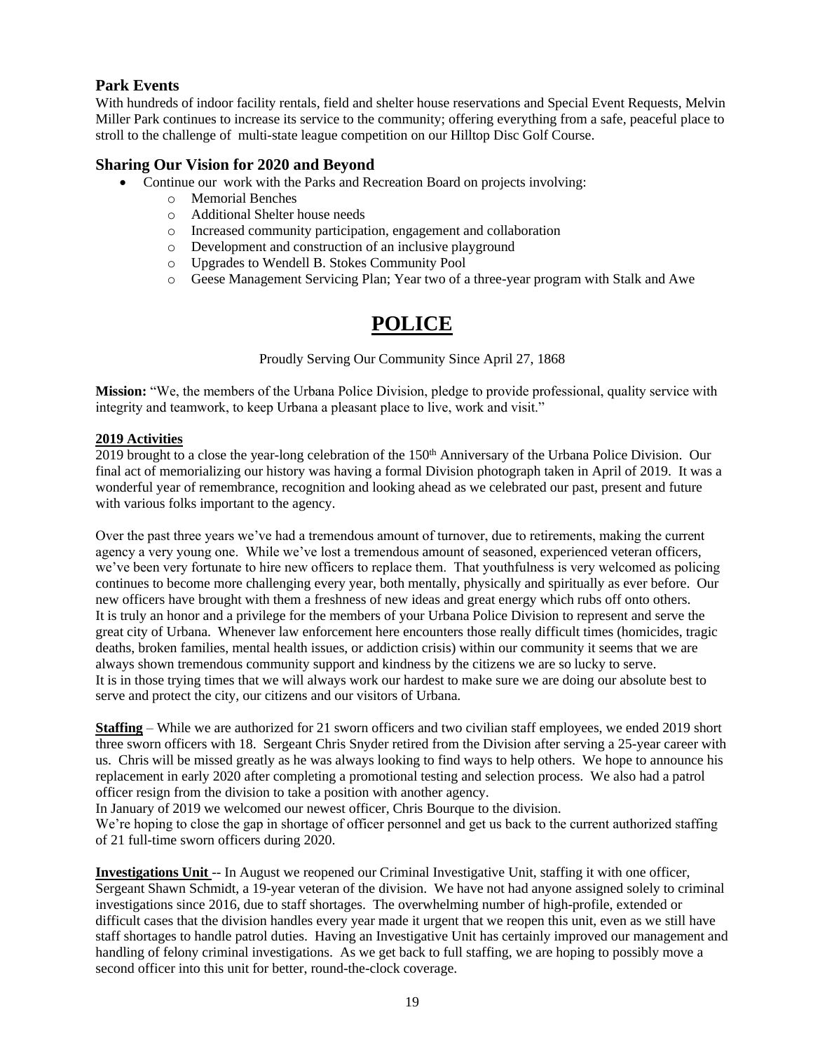## Park Events

With hundreds of indoor facility rentals, field and shelter house reservations and Special Event Requests, Melvin Miller Park continues to increase its service to the community; offering everything from a safe, peaceful place to stroll to the challenge of multi-state league competition on our Hilltop Disc Golf Course.

## Sharing Our Vision for 2020 and Beyond

- Continue our work with the Parks and Recreation Board on projects involving:
    - Memorial Benches
    - Additional Shelter house needs
    - Increased community participation, engagement and collaboration
    - Development and construction of an inclusive playground
    - Upgrades to Wendell B. Stokes Community Pool
    - Geese Management Servicing Plan; Year two of a three-year program with Stalk and Awe

# POLICE

Proudly Serving Our Community Since April 27, 1868

**Mission:** "We, the members of the Urbana Police Division, pledge to provide professional, quality service with integrity and teamwork, to keep Urbana a pleasant place to live, work and visit."

**2019 Activities**

2019 brought to a close the year-long celebration of the 150th Anniversary of the Urbana Police Division. Our final act of memorializing our history was having a formal Division photograph taken in April of 2019. It was a wonderful year of remembrance, recognition and looking ahead as we celebrated our past, present and future with various folks important to the agency.

Over the past three years we've had a tremendous amount of turnover, due to retirements, making the current agency a very young one. While we've lost a tremendous amount of seasoned, experienced veteran officers, we've been very fortunate to hire new officers to replace them. That youthfulness is very welcomed as policing continues to become more challenging every year, both mentally, physically and spiritually as ever before. Our new officers have brought with them a freshness of new ideas and great energy which rubs off onto others.
It is truly an honor and a privilege for the members of your Urbana Police Division to represent and serve the great city of Urbana. Whenever law enforcement here encounters those really difficult times (homicides, tragic deaths, broken families, mental health issues, or addiction crisis) within our community it seems that we are always shown tremendous community support and kindness by the citizens we are so lucky to serve.
It is in those trying times that we will always work our hardest to make sure we are doing our absolute best to serve and protect the city, our citizens and our visitors of Urbana.

**Staffing** – While we are authorized for 21 sworn officers and two civilian staff employees, we ended 2019 short three sworn officers with 18. Sergeant Chris Snyder retired from the Division after serving a 25-year career with us. Chris will be missed greatly as he was always looking to find ways to help others. We hope to announce his replacement in early 2020 after completing a promotional testing and selection process. We also had a patrol officer resign from the division to take a position with another agency.
In January of 2019 we welcomed our newest officer, Chris Bourque to the division.
We're hoping to close the gap in shortage of officer personnel and get us back to the current authorized staffing of 21 full-time sworn officers during 2020.

**Investigations Unit** -- In August we reopened our Criminal Investigative Unit, staffing it with one officer, Sergeant Shawn Schmidt, a 19-year veteran of the division. We have not had anyone assigned solely to criminal investigations since 2016, due to staff shortages. The overwhelming number of high-profile, extended or difficult cases that the division handles every year made it urgent that we reopen this unit, even as we still have staff shortages to handle patrol duties. Having an Investigative Unit has certainly improved our management and handling of felony criminal investigations. As we get back to full staffing, we are hoping to possibly move a second officer into this unit for better, round-the-clock coverage.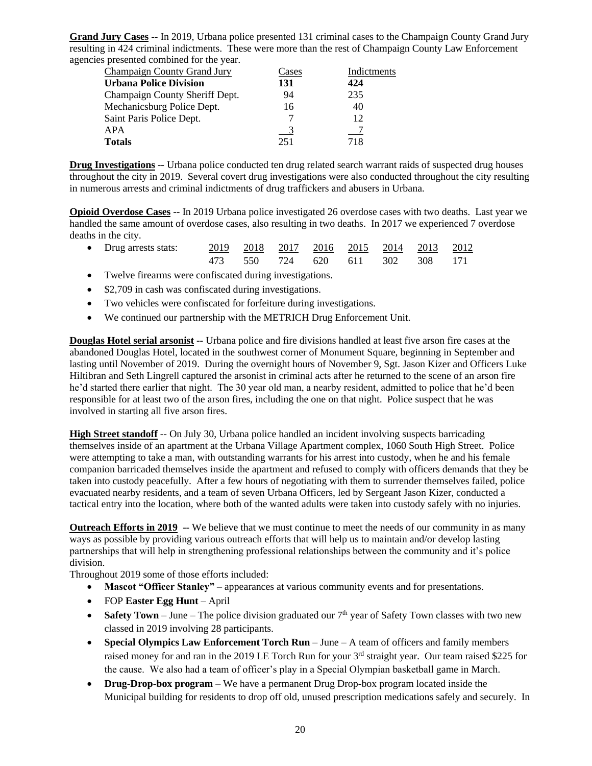**Grand Jury Cases** -- In 2019, Urbana police presented 131 criminal cases to the Champaign County Grand Jury resulting in 424 criminal indictments. These were more than the rest of Champaign County Law Enforcement agencies presented combined for the year.

| Champaign County Grand Jury | Cases | Indictments |
|---|---|---|
| **Urbana Police Division** | **131** | **424** |
| Champaign County Sheriff Dept. | 94 | 235 |
| Mechanicsburg Police Dept. | 16 | 40 |
| Saint Paris Police Dept. | 7 | 12 |
| APA | 3 | 7 |
| **Totals** | 251 | 718 |

**Drug Investigations** -- Urbana police conducted ten drug related search warrant raids of suspected drug houses throughout the city in 2019. Several covert drug investigations were also conducted throughout the city resulting in numerous arrests and criminal indictments of drug traffickers and abusers in Urbana.

**Opioid Overdose Cases** -- In 2019 Urbana police investigated 26 overdose cases with two deaths. Last year we handled the same amount of overdose cases, also resulting in two deaths. In 2017 we experienced 7 overdose deaths in the city.

- Drug arrests stats:

| 2019 | 2018 | 2017 | 2016 | 2015 | 2014 | 2013 | 2012 |
|---|---|---|---|---|---|---|---|
| 473 | 550 | 724 | 620 | 611 | 302 | 308 | 171 |

- Twelve firearms were confiscated during investigations.
- $2,709 in cash was confiscated during investigations.
- Two vehicles were confiscated for forfeiture during investigations.
- We continued our partnership with the METRICH Drug Enforcement Unit.

**Douglas Hotel serial arsonist** -- Urbana police and fire divisions handled at least five arson fire cases at the abandoned Douglas Hotel, located in the southwest corner of Monument Square, beginning in September and lasting until November of 2019. During the overnight hours of November 9, Sgt. Jason Kizer and Officers Luke Hiltibran and Seth Lingrell captured the arsonist in criminal acts after he returned to the scene of an arson fire he'd started there earlier that night. The 30 year old man, a nearby resident, admitted to police that he'd been responsible for at least two of the arson fires, including the one on that night. Police suspect that he was involved in starting all five arson fires.

**High Street standoff** -- On July 30, Urbana police handled an incident involving suspects barricading themselves inside of an apartment at the Urbana Village Apartment complex, 1060 South High Street. Police were attempting to take a man, with outstanding warrants for his arrest into custody, when he and his female companion barricaded themselves inside the apartment and refused to comply with officers demands that they be taken into custody peacefully. After a few hours of negotiating with them to surrender themselves failed, police evacuated nearby residents, and a team of seven Urbana Officers, led by Sergeant Jason Kizer, conducted a tactical entry into the location, where both of the wanted adults were taken into custody safely with no injuries.

**Outreach Efforts in 2019** -- We believe that we must continue to meet the needs of our community in as many ways as possible by providing various outreach efforts that will help us to maintain and/or develop lasting partnerships that will help in strengthening professional relationships between the community and it's police division.

Throughout 2019 some of those efforts included:

- **Mascot "Officer Stanley"** – appearances at various community events and for presentations.
- FOP **Easter Egg Hunt** – April
- **Safety Town** – June – The police division graduated our 7th year of Safety Town classes with two new classed in 2019 involving 28 participants.
- **Special Olympics Law Enforcement Torch Run** – June – A team of officers and family members raised money for and ran in the 2019 LE Torch Run for your 3rd straight year. Our team raised $225 for the cause. We also had a team of officer's play in a Special Olympian basketball game in March.
- **Drug-Drop-box program** – We have a permanent Drug Drop-box program located inside the Municipal building for residents to drop off old, unused prescription medications safely and securely. In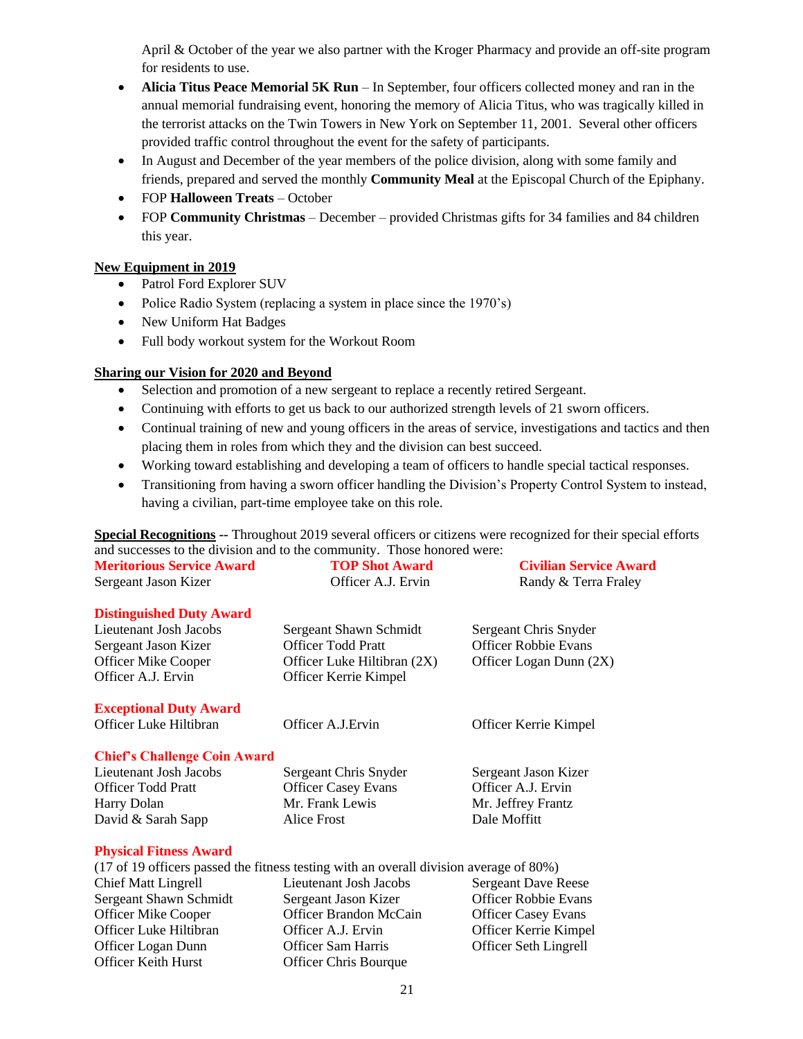April & October of the year we also partner with the Kroger Pharmacy and provide an off-site program for residents to use.

- **Alicia Titus Peace Memorial 5K Run** – In September, four officers collected money and ran in the annual memorial fundraising event, honoring the memory of Alicia Titus, who was tragically killed in the terrorist attacks on the Twin Towers in New York on September 11, 2001. Several other officers provided traffic control throughout the event for the safety of participants.
- In August and December of the year members of the police division, along with some family and friends, prepared and served the monthly **Community Meal** at the Episcopal Church of the Epiphany.
- FOP **Halloween Treats** – October
- FOP **Community Christmas** – December – provided Christmas gifts for 34 families and 84 children this year.

**New Equipment in 2019**

- Patrol Ford Explorer SUV
- Police Radio System (replacing a system in place since the 1970's)
- New Uniform Hat Badges
- Full body workout system for the Workout Room

**Sharing our Vision for 2020 and Beyond**

- Selection and promotion of a new sergeant to replace a recently retired Sergeant.
- Continuing with efforts to get us back to our authorized strength levels of 21 sworn officers.
- Continual training of new and young officers in the areas of service, investigations and tactics and then placing them in roles from which they and the division can best succeed.
- Working toward establishing and developing a team of officers to handle special tactical responses.
- Transitioning from having a sworn officer handling the Division's Property Control System to instead, having a civilian, part-time employee take on this role.

**Special Recognitions --** Throughout 2019 several officers or citizens were recognized for their special efforts and successes to the division and to the community. Those honored were:

| Meritorious Service Award | TOP Shot Award | Civilian Service Award |
|---|---|---|
| Sergeant Jason Kizer | Officer A.J. Ervin | Randy & Terra Fraley |

**Distinguished Duty Award**

| | | |
|---|---|---|
| Lieutenant Josh Jacobs | Sergeant Shawn Schmidt | Sergeant Chris Snyder |
| Sergeant Jason Kizer | Officer Todd Pratt | Officer Robbie Evans |
| Officer Mike Cooper | Officer Luke Hiltibran (2X) | Officer Logan Dunn (2X) |
| Officer A.J. Ervin | Officer Kerrie Kimpel | |

**Exceptional Duty Award**

| | | |
|---|---|---|
| Officer Luke Hiltibran | Officer A.J.Ervin | Officer Kerrie Kimpel |

**Chief's Challenge Coin Award**

| | | |
|---|---|---|
| Lieutenant Josh Jacobs | Sergeant Chris Snyder | Sergeant Jason Kizer |
| Officer Todd Pratt | Officer Casey Evans | Officer A.J. Ervin |
| Harry Dolan | Mr. Frank Lewis | Mr. Jeffrey Frantz |
| David & Sarah Sapp | Alice Frost | Dale Moffitt |

**Physical Fitness Award**

(17 of 19 officers passed the fitness testing with an overall division average of 80%)

| | | |
|---|---|---|
| Chief Matt Lingrell | Lieutenant Josh Jacobs | Sergeant Dave Reese |
| Sergeant Shawn Schmidt | Sergeant Jason Kizer | Officer Robbie Evans |
| Officer Mike Cooper | Officer Brandon McCain | Officer Casey Evans |
| Officer Luke Hiltibran | Officer A.J. Ervin | Officer Kerrie Kimpel |
| Officer Logan Dunn | Officer Sam Harris | Officer Seth Lingrell |
| Officer Keith Hurst | Officer Chris Bourque | |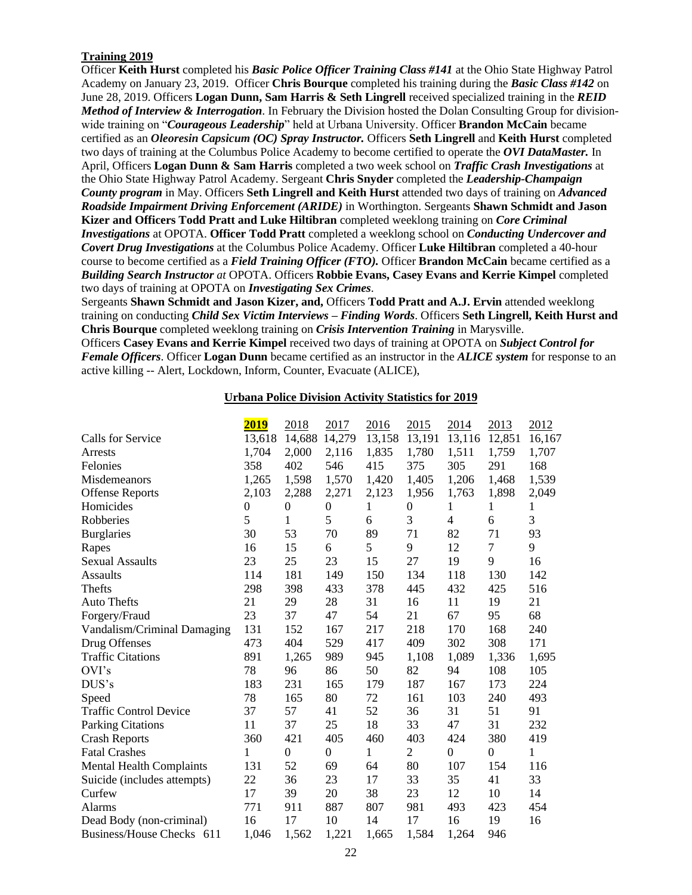**Training 2019**

Officer **Keith Hurst** completed his ***Basic Police Officer Training Class #141*** at the Ohio State Highway Patrol Academy on January 23, 2019. Officer **Chris Bourque** completed his training during the ***Basic Class #142*** on June 28, 2019. Officers **Logan Dunn, Sam Harris & Seth Lingrell** received specialized training in the ***REID Method of Interview & Interrogation***. In February the Division hosted the Dolan Consulting Group for division-wide training on "***Courageous Leadership***" held at Urbana University. Officer **Brandon McCain** became certified as an ***Oleoresin Capsicum (OC) Spray Instructor.*** Officers **Seth Lingrell** and **Keith Hurst** completed two days of training at the Columbus Police Academy to become certified to operate the ***OVI DataMaster.*** In April, Officers **Logan Dunn & Sam Harris** completed a two week school on ***Traffic Crash Investigations*** at the Ohio State Highway Patrol Academy. Sergeant **Chris Snyder** completed the ***Leadership-Champaign County program*** in May. Officers **Seth Lingrell and Keith Hurst** attended two days of training on ***Advanced Roadside Impairment Driving Enforcement (ARIDE)*** in Worthington. Sergeants **Shawn Schmidt and Jason Kizer and Officers Todd Pratt and Luke Hiltibran** completed weeklong training on ***Core Criminal Investigations*** at OPOTA. **Officer Todd Pratt** completed a weeklong school on ***Conducting Undercover and Covert Drug Investigations*** at the Columbus Police Academy. Officer **Luke Hiltibran** completed a 40-hour course to become certified as a ***Field Training Officer (FTO).*** Officer **Brandon McCain** became certified as a ***Building Search Instructor*** *at* OPOTA. Officers **Robbie Evans, Casey Evans and Kerrie Kimpel** completed two days of training at OPOTA on ***Investigating Sex Crimes***.

Sergeants **Shawn Schmidt and Jason Kizer, and,** Officers **Todd Pratt and A.J. Ervin** attended weeklong training on conducting ***Child Sex Victim Interviews – Finding Words***. Officers **Seth Lingrell, Keith Hurst and Chris Bourque** completed weeklong training on ***Crisis Intervention Training*** in Marysville.

Officers **Casey Evans and Kerrie Kimpel** received two days of training at OPOTA on ***Subject Control for Female Officers***. Officer **Logan Dunn** became certified as an instructor in the ***ALICE system*** for response to an active killing -- Alert, Lockdown, Inform, Counter, Evacuate (ALICE),

**Urbana Police Division Activity Statistics for 2019**

| | **2019** | 2018 | 2017 | 2016 | 2015 | 2014 | 2013 | 2012 |
|---|---|---|---|---|---|---|---|---|
| Calls for Service | 13,618 | 14,688 | 14,279 | 13,158 | 13,191 | 13,116 | 12,851 | 16,167 |
| Arrests | 1,704 | 2,000 | 2,116 | 1,835 | 1,780 | 1,511 | 1,759 | 1,707 |
| Felonies | 358 | 402 | 546 | 415 | 375 | 305 | 291 | 168 |
| Misdemeanors | 1,265 | 1,598 | 1,570 | 1,420 | 1,405 | 1,206 | 1,468 | 1,539 |
| Offense Reports | 2,103 | 2,288 | 2,271 | 2,123 | 1,956 | 1,763 | 1,898 | 2,049 |
| Homicides | 0 | 0 | 0 | 1 | 0 | 1 | 1 | 1 |
| Robberies | 5 | 1 | 5 | 6 | 3 | 4 | 6 | 3 |
| Burglaries | 30 | 53 | 70 | 89 | 71 | 82 | 71 | 93 |
| Rapes | 16 | 15 | 6 | 5 | 9 | 12 | 7 | 9 |
| Sexual Assaults | 23 | 25 | 23 | 15 | 27 | 19 | 9 | 16 |
| Assaults | 114 | 181 | 149 | 150 | 134 | 118 | 130 | 142 |
| Thefts | 298 | 398 | 433 | 378 | 445 | 432 | 425 | 516 |
| Auto Thefts | 21 | 29 | 28 | 31 | 16 | 11 | 19 | 21 |
| Forgery/Fraud | 23 | 37 | 47 | 54 | 21 | 67 | 95 | 68 |
| Vandalism/Criminal Damaging | 131 | 152 | 167 | 217 | 218 | 170 | 168 | 240 |
| Drug Offenses | 473 | 404 | 529 | 417 | 409 | 302 | 308 | 171 |
| Traffic Citations | 891 | 1,265 | 989 | 945 | 1,108 | 1,089 | 1,336 | 1,695 |
| OVI's | 78 | 96 | 86 | 50 | 82 | 94 | 108 | 105 |
| DUS's | 183 | 231 | 165 | 179 | 187 | 167 | 173 | 224 |
| Speed | 78 | 165 | 80 | 72 | 161 | 103 | 240 | 493 |
| Traffic Control Device | 37 | 57 | 41 | 52 | 36 | 31 | 51 | 91 |
| Parking Citations | 11 | 37 | 25 | 18 | 33 | 47 | 31 | 232 |
| Crash Reports | 360 | 421 | 405 | 460 | 403 | 424 | 380 | 419 |
| Fatal Crashes | 1 | 0 | 0 | 1 | 2 | 0 | 0 | 1 |
| Mental Health Complaints | 131 | 52 | 69 | 64 | 80 | 107 | 154 | 116 |
| Suicide (includes attempts) | 22 | 36 | 23 | 17 | 33 | 35 | 41 | 33 |
| Curfew | 17 | 39 | 20 | 38 | 23 | 12 | 10 | 14 |
| Alarms | 771 | 911 | 887 | 807 | 981 | 493 | 423 | 454 |
| Dead Body (non-criminal) | 16 | 17 | 10 | 14 | 17 | 16 | 19 | 16 |
| Business/House Checks 611 | 1,046 | 1,562 | 1,221 | 1,665 | 1,584 | 1,264 | 946 | |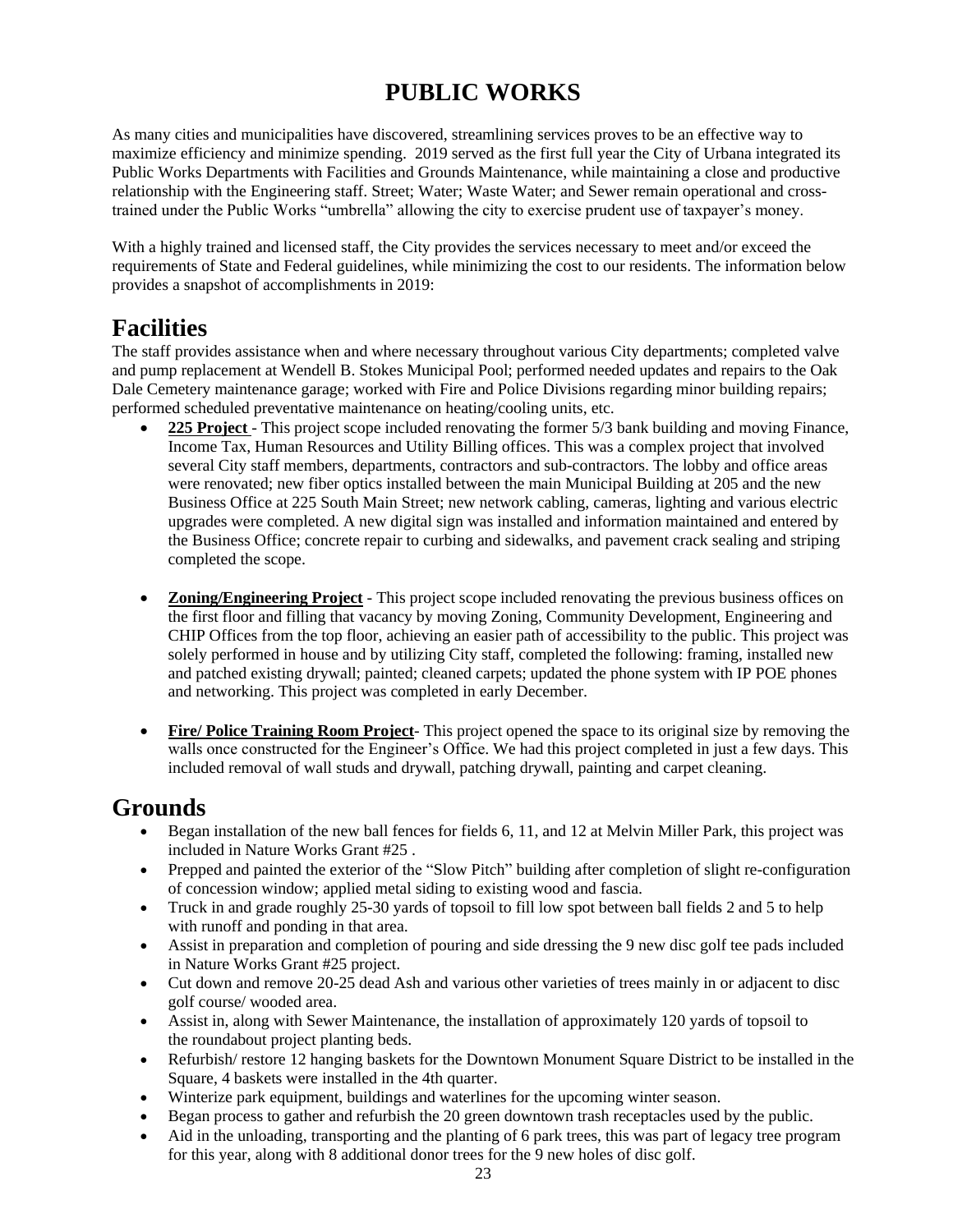# PUBLIC WORKS

As many cities and municipalities have discovered, streamlining services proves to be an effective way to maximize efficiency and minimize spending. 2019 served as the first full year the City of Urbana integrated its Public Works Departments with Facilities and Grounds Maintenance, while maintaining a close and productive relationship with the Engineering staff. Street; Water; Waste Water; and Sewer remain operational and cross-trained under the Public Works "umbrella" allowing the city to exercise prudent use of taxpayer's money.

With a highly trained and licensed staff, the City provides the services necessary to meet and/or exceed the requirements of State and Federal guidelines, while minimizing the cost to our residents. The information below provides a snapshot of accomplishments in 2019:

## Facilities

The staff provides assistance when and where necessary throughout various City departments; completed valve and pump replacement at Wendell B. Stokes Municipal Pool; performed needed updates and repairs to the Oak Dale Cemetery maintenance garage; worked with Fire and Police Divisions regarding minor building repairs; performed scheduled preventative maintenance on heating/cooling units, etc.

- **225 Project** - This project scope included renovating the former 5/3 bank building and moving Finance, Income Tax, Human Resources and Utility Billing offices. This was a complex project that involved several City staff members, departments, contractors and sub-contractors. The lobby and office areas were renovated; new fiber optics installed between the main Municipal Building at 205 and the new Business Office at 225 South Main Street; new network cabling, cameras, lighting and various electric upgrades were completed. A new digital sign was installed and information maintained and entered by the Business Office; concrete repair to curbing and sidewalks, and pavement crack sealing and striping completed the scope.

- **Zoning/Engineering Project** - This project scope included renovating the previous business offices on the first floor and filling that vacancy by moving Zoning, Community Development, Engineering and CHIP Offices from the top floor, achieving an easier path of accessibility to the public. This project was solely performed in house and by utilizing City staff, completed the following: framing, installed new and patched existing drywall; painted; cleaned carpets; updated the phone system with IP POE phones and networking. This project was completed in early December.

- **Fire/ Police Training Room Project**- This project opened the space to its original size by removing the walls once constructed for the Engineer's Office. We had this project completed in just a few days. This included removal of wall studs and drywall, patching drywall, painting and carpet cleaning.

## Grounds

- Began installation of the new ball fences for fields 6, 11, and 12 at Melvin Miller Park, this project was included in Nature Works Grant #25 .
- Prepped and painted the exterior of the "Slow Pitch" building after completion of slight re-configuration of concession window; applied metal siding to existing wood and fascia.
- Truck in and grade roughly 25-30 yards of topsoil to fill low spot between ball fields 2 and 5 to help with runoff and ponding in that area.
- Assist in preparation and completion of pouring and side dressing the 9 new disc golf tee pads included in Nature Works Grant #25 project.
- Cut down and remove 20-25 dead Ash and various other varieties of trees mainly in or adjacent to disc golf course/ wooded area.
- Assist in, along with Sewer Maintenance, the installation of approximately 120 yards of topsoil to the roundabout project planting beds.
- Refurbish/ restore 12 hanging baskets for the Downtown Monument Square District to be installed in the Square, 4 baskets were installed in the 4th quarter.
- Winterize park equipment, buildings and waterlines for the upcoming winter season.
- Began process to gather and refurbish the 20 green downtown trash receptacles used by the public.
- Aid in the unloading, transporting and the planting of 6 park trees, this was part of legacy tree program for this year, along with 8 additional donor trees for the 9 new holes of disc golf.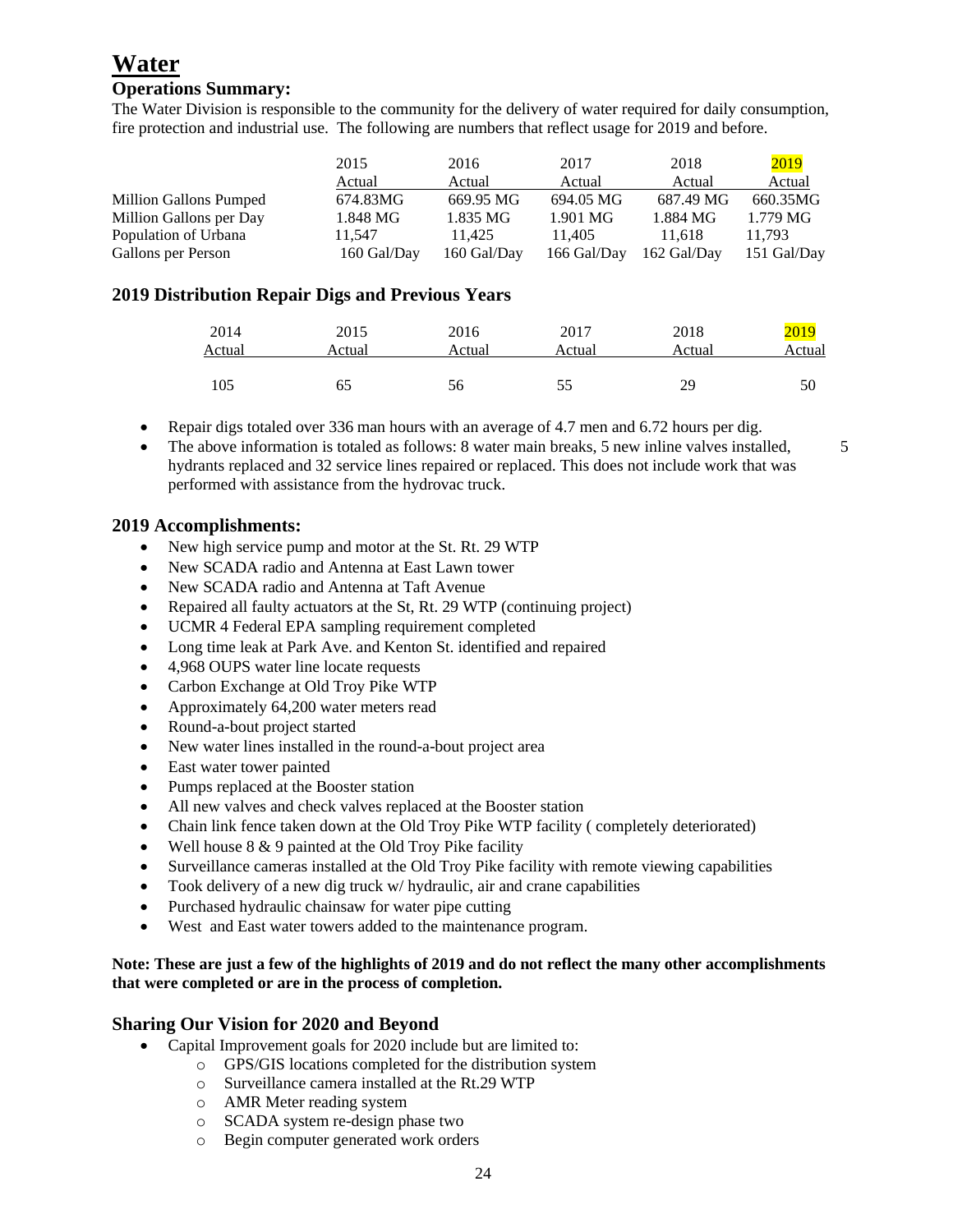# Water

### Operations Summary:

The Water Division is responsible to the community for the delivery of water required for daily consumption, fire protection and industrial use. The following are numbers that reflect usage for 2019 and before.

| | 2015 Actual | 2016 Actual | 2017 Actual | 2018 Actual | 2019 Actual |
|---|---|---|---|---|---|
| Million Gallons Pumped | 674.83MG | 669.95 MG | 694.05 MG | 687.49 MG | 660.35MG |
| Million Gallons per Day | 1.848 MG | 1.835 MG | 1.901 MG | 1.884 MG | 1.779 MG |
| Population of Urbana | 11,547 | 11,425 | 11,405 | 11,618 | 11,793 |
| Gallons per Person | 160 Gal/Day | 160 Gal/Day | 166 Gal/Day | 162 Gal/Day | 151 Gal/Day |

### 2019 Distribution Repair Digs and Previous Years

| 2014 Actual | 2015 Actual | 2016 Actual | 2017 Actual | 2018 Actual | 2019 Actual |
|---|---|---|---|---|---|
| 105 | 65 | 56 | 55 | 29 | 50 |

- Repair digs totaled over 336 man hours with an average of 4.7 men and 6.72 hours per dig.
- The above information is totaled as follows: 8 water main breaks, 5 new inline valves installed, 5 hydrants replaced and 32 service lines repaired or replaced. This does not include work that was performed with assistance from the hydrovac truck.

### 2019 Accomplishments:

- New high service pump and motor at the St. Rt. 29 WTP
- New SCADA radio and Antenna at East Lawn tower
- New SCADA radio and Antenna at Taft Avenue
- Repaired all faulty actuators at the St, Rt. 29 WTP (continuing project)
- UCMR 4 Federal EPA sampling requirement completed
- Long time leak at Park Ave. and Kenton St. identified and repaired
- 4,968 OUPS water line locate requests
- Carbon Exchange at Old Troy Pike WTP
- Approximately 64,200 water meters read
- Round-a-bout project started
- New water lines installed in the round-a-bout project area
- East water tower painted
- Pumps replaced at the Booster station
- All new valves and check valves replaced at the Booster station
- Chain link fence taken down at the Old Troy Pike WTP facility ( completely deteriorated)
- Well house 8 & 9 painted at the Old Troy Pike facility
- Surveillance cameras installed at the Old Troy Pike facility with remote viewing capabilities
- Took delivery of a new dig truck w/ hydraulic, air and crane capabilities
- Purchased hydraulic chainsaw for water pipe cutting
- West and East water towers added to the maintenance program.

**Note: These are just a few of the highlights of 2019 and do not reflect the many other accomplishments that were completed or are in the process of completion.**

### Sharing Our Vision for 2020 and Beyond

- Capital Improvement goals for 2020 include but are limited to:
  - GPS/GIS locations completed for the distribution system
  - Surveillance camera installed at the Rt.29 WTP
  - AMR Meter reading system
  - SCADA system re-design phase two
  - Begin computer generated work orders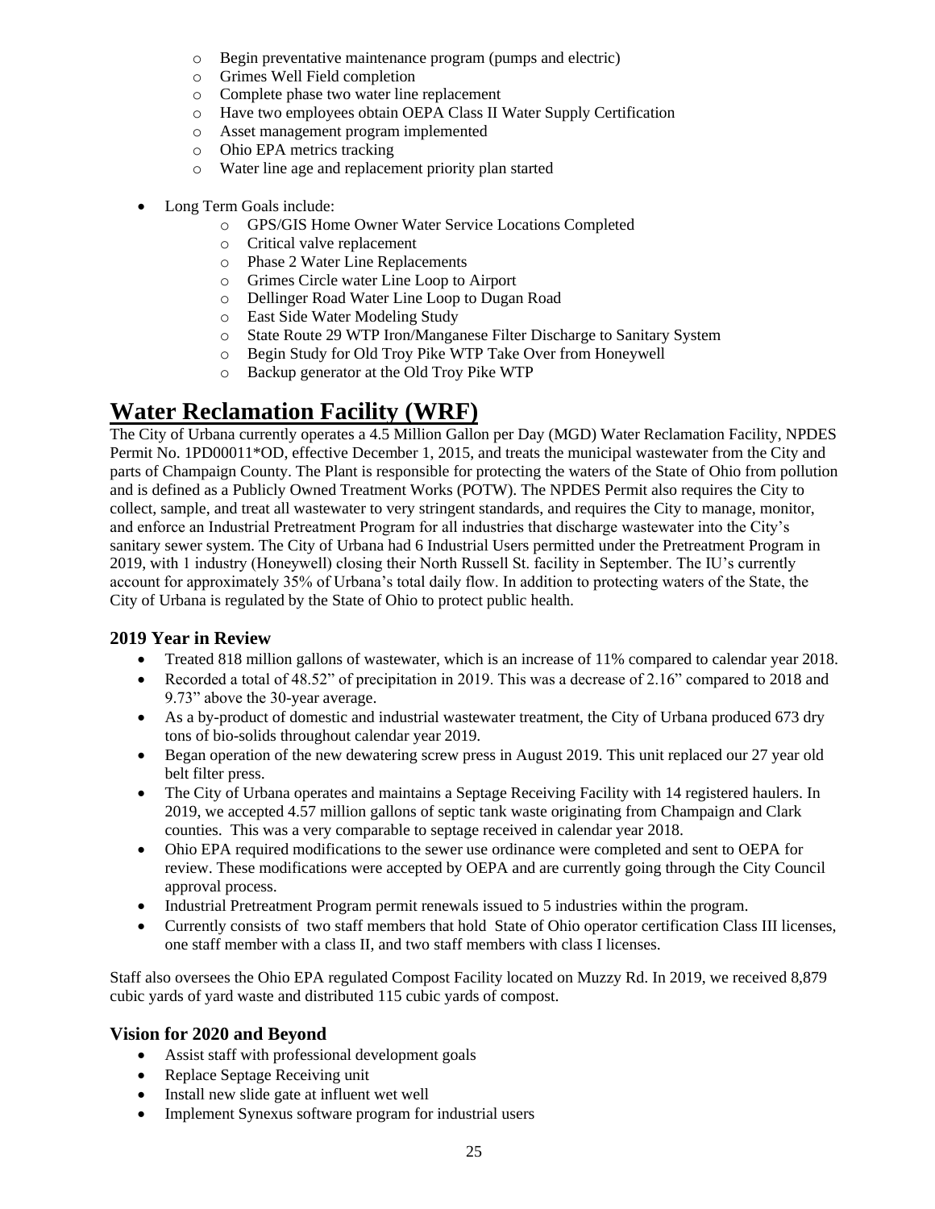- Begin preventative maintenance program (pumps and electric)
  - Grimes Well Field completion
  - Complete phase two water line replacement
  - Have two employees obtain OEPA Class II Water Supply Certification
  - Asset management program implemented
  - Ohio EPA metrics tracking
  - Water line age and replacement priority plan started

- Long Term Goals include:
  - GPS/GIS Home Owner Water Service Locations Completed
  - Critical valve replacement
  - Phase 2 Water Line Replacements
  - Grimes Circle water Line Loop to Airport
  - Dellinger Road Water Line Loop to Dugan Road
  - East Side Water Modeling Study
  - State Route 29 WTP Iron/Manganese Filter Discharge to Sanitary System
  - Begin Study for Old Troy Pike WTP Take Over from Honeywell
  - Backup generator at the Old Troy Pike WTP

# Water Reclamation Facility (WRF)

The City of Urbana currently operates a 4.5 Million Gallon per Day (MGD) Water Reclamation Facility, NPDES Permit No. 1PD00011*OD, effective December 1, 2015, and treats the municipal wastewater from the City and parts of Champaign County. The Plant is responsible for protecting the waters of the State of Ohio from pollution and is defined as a Publicly Owned Treatment Works (POTW). The NPDES Permit also requires the City to collect, sample, and treat all wastewater to very stringent standards, and requires the City to manage, monitor, and enforce an Industrial Pretreatment Program for all industries that discharge wastewater into the City's sanitary sewer system. The City of Urbana had 6 Industrial Users permitted under the Pretreatment Program in 2019, with 1 industry (Honeywell) closing their North Russell St. facility in September. The IU's currently account for approximately 35% of Urbana's total daily flow. In addition to protecting waters of the State, the City of Urbana is regulated by the State of Ohio to protect public health.

## 2019 Year in Review

- Treated 818 million gallons of wastewater, which is an increase of 11% compared to calendar year 2018.
- Recorded a total of 48.52" of precipitation in 2019. This was a decrease of 2.16" compared to 2018 and 9.73" above the 30-year average.
- As a by-product of domestic and industrial wastewater treatment, the City of Urbana produced 673 dry tons of bio-solids throughout calendar year 2019.
- Began operation of the new dewatering screw press in August 2019. This unit replaced our 27 year old belt filter press.
- The City of Urbana operates and maintains a Septage Receiving Facility with 14 registered haulers. In 2019, we accepted 4.57 million gallons of septic tank waste originating from Champaign and Clark counties. This was a very comparable to septage received in calendar year 2018.
- Ohio EPA required modifications to the sewer use ordinance were completed and sent to OEPA for review. These modifications were accepted by OEPA and are currently going through the City Council approval process.
- Industrial Pretreatment Program permit renewals issued to 5 industries within the program.
- Currently consists of two staff members that hold State of Ohio operator certification Class III licenses, one staff member with a class II, and two staff members with class I licenses.

Staff also oversees the Ohio EPA regulated Compost Facility located on Muzzy Rd. In 2019, we received 8,879 cubic yards of yard waste and distributed 115 cubic yards of compost.

## Vision for 2020 and Beyond

- Assist staff with professional development goals
- Replace Septage Receiving unit
- Install new slide gate at influent wet well
- Implement Synexus software program for industrial users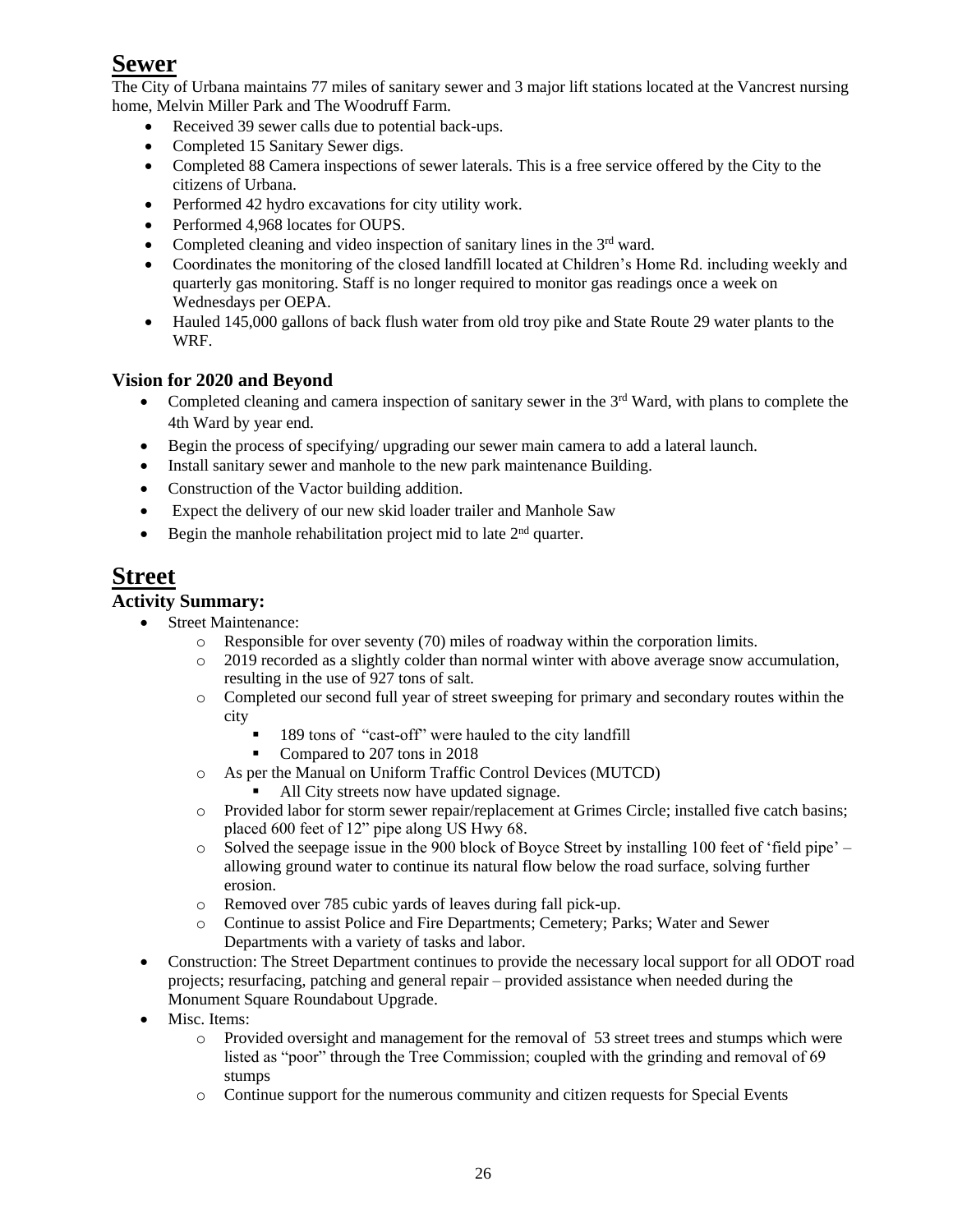# Sewer

The City of Urbana maintains 77 miles of sanitary sewer and 3 major lift stations located at the Vancrest nursing home, Melvin Miller Park and The Woodruff Farm.

- Received 39 sewer calls due to potential back-ups.
- Completed 15 Sanitary Sewer digs.
- Completed 88 Camera inspections of sewer laterals. This is a free service offered by the City to the citizens of Urbana.
- Performed 42 hydro excavations for city utility work.
- Performed 4,968 locates for OUPS.
- Completed cleaning and video inspection of sanitary lines in the 3rd ward.
- Coordinates the monitoring of the closed landfill located at Children's Home Rd. including weekly and quarterly gas monitoring. Staff is no longer required to monitor gas readings once a week on Wednesdays per OEPA.
- Hauled 145,000 gallons of back flush water from old troy pike and State Route 29 water plants to the WRF.

### Vision for 2020 and Beyond

- Completed cleaning and camera inspection of sanitary sewer in the 3rd Ward, with plans to complete the 4th Ward by year end.
- Begin the process of specifying/ upgrading our sewer main camera to add a lateral launch.
- Install sanitary sewer and manhole to the new park maintenance Building.
- Construction of the Vactor building addition.
- Expect the delivery of our new skid loader trailer and Manhole Saw
- Begin the manhole rehabilitation project mid to late 2nd quarter.

# Street

### Activity Summary:

- Street Maintenance:
  - Responsible for over seventy (70) miles of roadway within the corporation limits.
  - 2019 recorded as a slightly colder than normal winter with above average snow accumulation, resulting in the use of 927 tons of salt.
  - Completed our second full year of street sweeping for primary and secondary routes within the city
    - 189 tons of "cast-off" were hauled to the city landfill
    - Compared to 207 tons in 2018
  - As per the Manual on Uniform Traffic Control Devices (MUTCD)
    - All City streets now have updated signage.
  - Provided labor for storm sewer repair/replacement at Grimes Circle; installed five catch basins; placed 600 feet of 12" pipe along US Hwy 68.
  - Solved the seepage issue in the 900 block of Boyce Street by installing 100 feet of 'field pipe' – allowing ground water to continue its natural flow below the road surface, solving further erosion.
  - Removed over 785 cubic yards of leaves during fall pick-up.
  - Continue to assist Police and Fire Departments; Cemetery; Parks; Water and Sewer Departments with a variety of tasks and labor.
- Construction: The Street Department continues to provide the necessary local support for all ODOT road projects; resurfacing, patching and general repair – provided assistance when needed during the Monument Square Roundabout Upgrade.
- Misc. Items:
  - Provided oversight and management for the removal of 53 street trees and stumps which were listed as "poor" through the Tree Commission; coupled with the grinding and removal of 69 stumps
  - Continue support for the numerous community and citizen requests for Special Events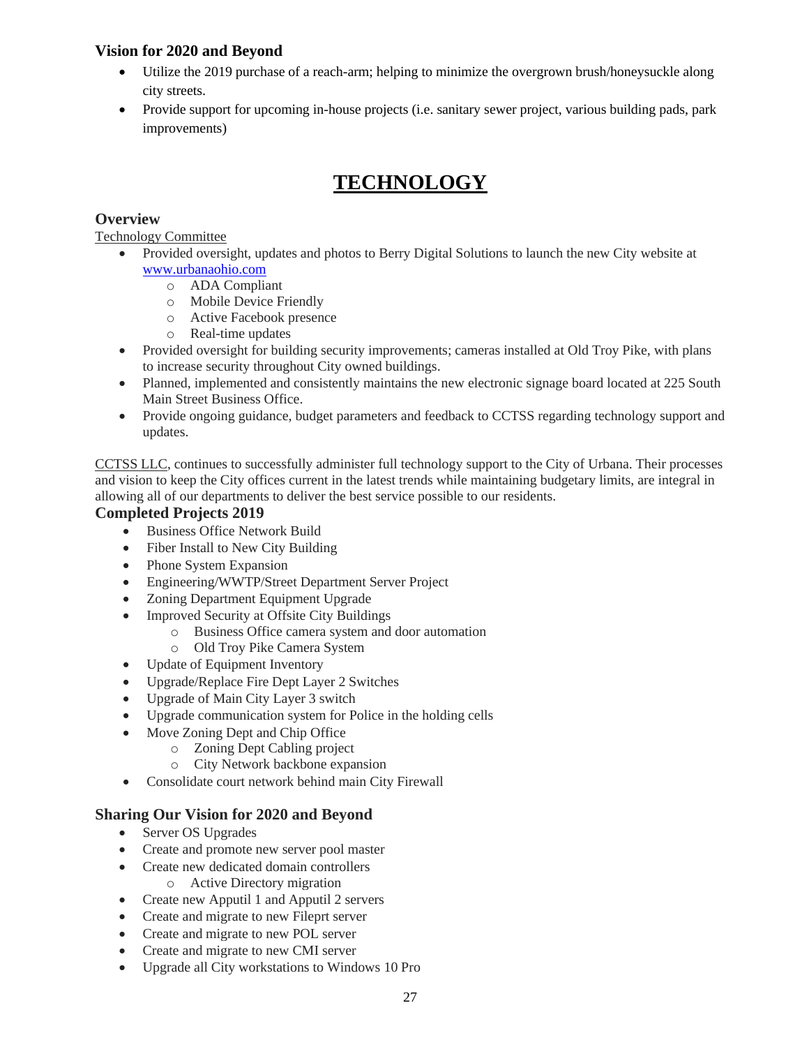### Vision for 2020 and Beyond

- Utilize the 2019 purchase of a reach-arm; helping to minimize the overgrown brush/honeysuckle along city streets.
- Provide support for upcoming in-house projects (i.e. sanitary sewer project, various building pads, park improvements)

# TECHNOLOGY

### Overview

Technology Committee

- Provided oversight, updates and photos to Berry Digital Solutions to launch the new City website at www.urbanaohio.com
  - ADA Compliant
  - Mobile Device Friendly
  - Active Facebook presence
  - Real-time updates
- Provided oversight for building security improvements; cameras installed at Old Troy Pike, with plans to increase security throughout City owned buildings.
- Planned, implemented and consistently maintains the new electronic signage board located at 225 South Main Street Business Office.
- Provide ongoing guidance, budget parameters and feedback to CCTSS regarding technology support and updates.

CCTSS LLC, continues to successfully administer full technology support to the City of Urbana. Their processes and vision to keep the City offices current in the latest trends while maintaining budgetary limits, are integral in allowing all of our departments to deliver the best service possible to our residents.

### Completed Projects 2019

- Business Office Network Build
- Fiber Install to New City Building
- Phone System Expansion
- Engineering/WWTP/Street Department Server Project
- Zoning Department Equipment Upgrade
- Improved Security at Offsite City Buildings
  - Business Office camera system and door automation
  - Old Troy Pike Camera System
- Update of Equipment Inventory
- Upgrade/Replace Fire Dept Layer 2 Switches
- Upgrade of Main City Layer 3 switch
- Upgrade communication system for Police in the holding cells
- Move Zoning Dept and Chip Office
  - Zoning Dept Cabling project
  - City Network backbone expansion
- Consolidate court network behind main City Firewall

### Sharing Our Vision for 2020 and Beyond

- Server OS Upgrades
- Create and promote new server pool master
- Create new dedicated domain controllers
  - Active Directory migration
- Create new Apputil 1 and Apputil 2 servers
- Create and migrate to new Fileprt server
- Create and migrate to new POL server
- Create and migrate to new CMI server
- Upgrade all City workstations to Windows 10 Pro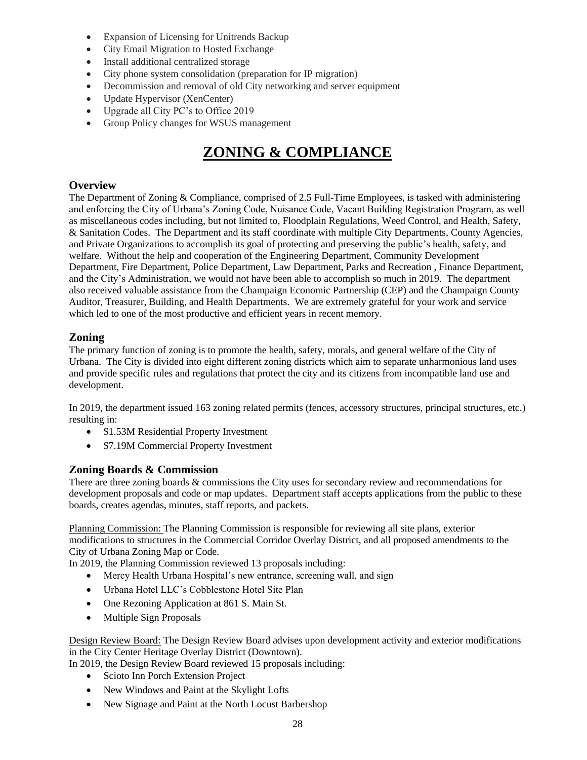- Expansion of Licensing for Unitrends Backup
- City Email Migration to Hosted Exchange
- Install additional centralized storage
- City phone system consolidation (preparation for IP migration)
- Decommission and removal of old City networking and server equipment
- Update Hypervisor (XenCenter)
- Upgrade all City PC's to Office 2019
- Group Policy changes for WSUS management

# ZONING & COMPLIANCE

## Overview

The Department of Zoning & Compliance, comprised of 2.5 Full-Time Employees, is tasked with administering and enforcing the City of Urbana's Zoning Code, Nuisance Code, Vacant Building Registration Program, as well as miscellaneous codes including, but not limited to, Floodplain Regulations, Weed Control, and Health, Safety, & Sanitation Codes. The Department and its staff coordinate with multiple City Departments, County Agencies, and Private Organizations to accomplish its goal of protecting and preserving the public's health, safety, and welfare. Without the help and cooperation of the Engineering Department, Community Development Department, Fire Department, Police Department, Law Department, Parks and Recreation , Finance Department, and the City's Administration, we would not have been able to accomplish so much in 2019. The department also received valuable assistance from the Champaign Economic Partnership (CEP) and the Champaign County Auditor, Treasurer, Building, and Health Departments. We are extremely grateful for your work and service which led to one of the most productive and efficient years in recent memory.

## Zoning

The primary function of zoning is to promote the health, safety, morals, and general welfare of the City of Urbana. The City is divided into eight different zoning districts which aim to separate unharmonious land uses and provide specific rules and regulations that protect the city and its citizens from incompatible land use and development.

In 2019, the department issued 163 zoning related permits (fences, accessory structures, principal structures, etc.) resulting in:

- $1.53M Residential Property Investment
- $7.19M Commercial Property Investment

## Zoning Boards & Commission

There are three zoning boards & commissions the City uses for secondary review and recommendations for development proposals and code or map updates. Department staff accepts applications from the public to these boards, creates agendas, minutes, staff reports, and packets.

Planning Commission: The Planning Commission is responsible for reviewing all site plans, exterior modifications to structures in the Commercial Corridor Overlay District, and all proposed amendments to the City of Urbana Zoning Map or Code.
In 2019, the Planning Commission reviewed 13 proposals including:

- Mercy Health Urbana Hospital's new entrance, screening wall, and sign
- Urbana Hotel LLC's Cobblestone Hotel Site Plan
- One Rezoning Application at 861 S. Main St.
- Multiple Sign Proposals

Design Review Board: The Design Review Board advises upon development activity and exterior modifications in the City Center Heritage Overlay District (Downtown).
In 2019, the Design Review Board reviewed 15 proposals including:

- Scioto Inn Porch Extension Project
- New Windows and Paint at the Skylight Lofts
- New Signage and Paint at the North Locust Barbershop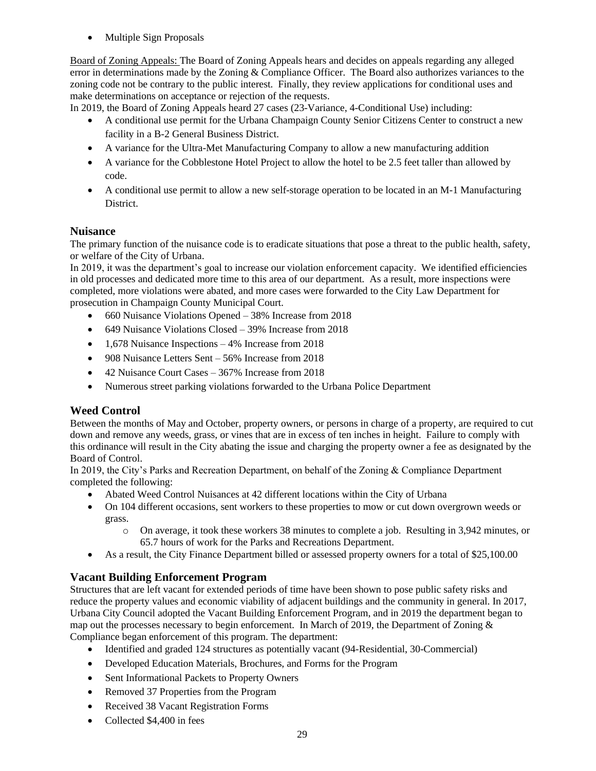- Multiple Sign Proposals

Board of Zoning Appeals: The Board of Zoning Appeals hears and decides on appeals regarding any alleged error in determinations made by the Zoning & Compliance Officer. The Board also authorizes variances to the zoning code not be contrary to the public interest. Finally, they review applications for conditional uses and make determinations on acceptance or rejection of the requests.

In 2019, the Board of Zoning Appeals heard 27 cases (23-Variance, 4-Conditional Use) including:

- A conditional use permit for the Urbana Champaign County Senior Citizens Center to construct a new facility in a B-2 General Business District.
- A variance for the Ultra-Met Manufacturing Company to allow a new manufacturing addition
- A variance for the Cobblestone Hotel Project to allow the hotel to be 2.5 feet taller than allowed by code.
- A conditional use permit to allow a new self-storage operation to be located in an M-1 Manufacturing District.

## Nuisance

The primary function of the nuisance code is to eradicate situations that pose a threat to the public health, safety, or welfare of the City of Urbana.

In 2019, it was the department's goal to increase our violation enforcement capacity. We identified efficiencies in old processes and dedicated more time to this area of our department. As a result, more inspections were completed, more violations were abated, and more cases were forwarded to the City Law Department for prosecution in Champaign County Municipal Court.

- 660 Nuisance Violations Opened – 38% Increase from 2018
- 649 Nuisance Violations Closed – 39% Increase from 2018
- 1,678 Nuisance Inspections – 4% Increase from 2018
- 908 Nuisance Letters Sent – 56% Increase from 2018
- 42 Nuisance Court Cases – 367% Increase from 2018
- Numerous street parking violations forwarded to the Urbana Police Department

## Weed Control

Between the months of May and October, property owners, or persons in charge of a property, are required to cut down and remove any weeds, grass, or vines that are in excess of ten inches in height. Failure to comply with this ordinance will result in the City abating the issue and charging the property owner a fee as designated by the Board of Control.

In 2019, the City's Parks and Recreation Department, on behalf of the Zoning & Compliance Department completed the following:

- Abated Weed Control Nuisances at 42 different locations within the City of Urbana
- On 104 different occasions, sent workers to these properties to mow or cut down overgrown weeds or grass.
  - On average, it took these workers 38 minutes to complete a job. Resulting in 3,942 minutes, or 65.7 hours of work for the Parks and Recreations Department.
- As a result, the City Finance Department billed or assessed property owners for a total of $25,100.00

## Vacant Building Enforcement Program

Structures that are left vacant for extended periods of time have been shown to pose public safety risks and reduce the property values and economic viability of adjacent buildings and the community in general. In 2017, Urbana City Council adopted the Vacant Building Enforcement Program, and in 2019 the department began to map out the processes necessary to begin enforcement. In March of 2019, the Department of Zoning & Compliance began enforcement of this program. The department:

- Identified and graded 124 structures as potentially vacant (94-Residential, 30-Commercial)
- Developed Education Materials, Brochures, and Forms for the Program
- Sent Informational Packets to Property Owners
- Removed 37 Properties from the Program
- Received 38 Vacant Registration Forms
- Collected $4,400 in fees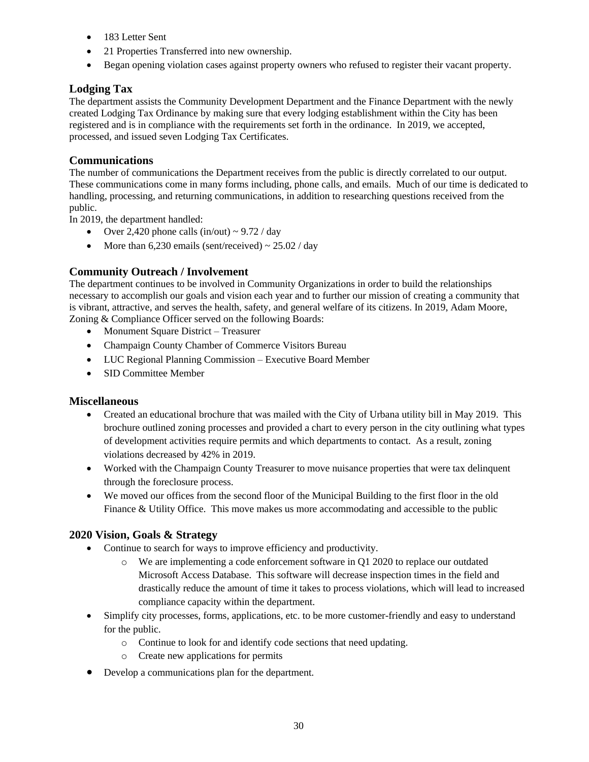- 183 Letter Sent
- 21 Properties Transferred into new ownership.
- Began opening violation cases against property owners who refused to register their vacant property.

### Lodging Tax

The department assists the Community Development Department and the Finance Department with the newly created Lodging Tax Ordinance by making sure that every lodging establishment within the City has been registered and is in compliance with the requirements set forth in the ordinance. In 2019, we accepted, processed, and issued seven Lodging Tax Certificates.

### Communications

The number of communications the Department receives from the public is directly correlated to our output. These communications come in many forms including, phone calls, and emails. Much of our time is dedicated to handling, processing, and returning communications, in addition to researching questions received from the public.

In 2019, the department handled:

- Over 2,420 phone calls (in/out) ~ 9.72 / day
- More than 6,230 emails (sent/received) ~ 25.02 / day

### Community Outreach / Involvement

The department continues to be involved in Community Organizations in order to build the relationships necessary to accomplish our goals and vision each year and to further our mission of creating a community that is vibrant, attractive, and serves the health, safety, and general welfare of its citizens. In 2019, Adam Moore, Zoning & Compliance Officer served on the following Boards:

- Monument Square District – Treasurer
- Champaign County Chamber of Commerce Visitors Bureau
- LUC Regional Planning Commission – Executive Board Member
- SID Committee Member

### Miscellaneous

- Created an educational brochure that was mailed with the City of Urbana utility bill in May 2019. This brochure outlined zoning processes and provided a chart to every person in the city outlining what types of development activities require permits and which departments to contact. As a result, zoning violations decreased by 42% in 2019.
- Worked with the Champaign County Treasurer to move nuisance properties that were tax delinquent through the foreclosure process.
- We moved our offices from the second floor of the Municipal Building to the first floor in the old Finance & Utility Office. This move makes us more accommodating and accessible to the public

### 2020 Vision, Goals & Strategy

- Continue to search for ways to improve efficiency and productivity.
  - We are implementing a code enforcement software in Q1 2020 to replace our outdated Microsoft Access Database. This software will decrease inspection times in the field and drastically reduce the amount of time it takes to process violations, which will lead to increased compliance capacity within the department.
- Simplify city processes, forms, applications, etc. to be more customer-friendly and easy to understand for the public.
  - Continue to look for and identify code sections that need updating.
  - Create new applications for permits
- Develop a communications plan for the department.